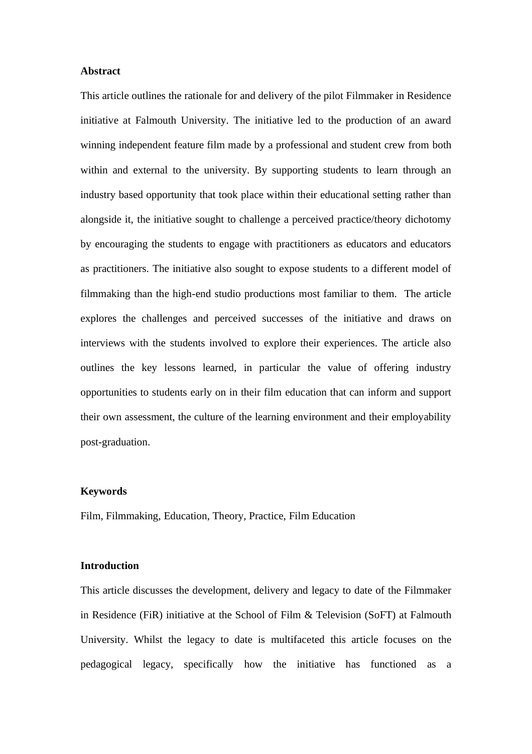**Abstract**

This article outlines the rationale for and delivery of the pilot Filmmaker in Residence initiative at Falmouth University. The initiative led to the production of an award winning independent feature film made by a professional and student crew from both within and external to the university. By supporting students to learn through an industry based opportunity that took place within their educational setting rather than alongside it, the initiative sought to challenge a perceived practice/theory dichotomy by encouraging the students to engage with practitioners as educators and educators as practitioners. The initiative also sought to expose students to a different model of filmmaking than the high-end studio productions most familiar to them. The article explores the challenges and perceived successes of the initiative and draws on interviews with the students involved to explore their experiences. The article also outlines the key lessons learned, in particular the value of offering industry opportunities to students early on in their film education that can inform and support their own assessment, the culture of the learning environment and their employability post-graduation.

**Keywords**

Film, Filmmaking, Education, Theory, Practice, Film Education

**Introduction**

This article discusses the development, delivery and legacy to date of the Filmmaker in Residence (FiR) initiative at the School of Film & Television (SoFT) at Falmouth University. Whilst the legacy to date is multifaceted this article focuses on the pedagogical legacy, specifically how the initiative has functioned as a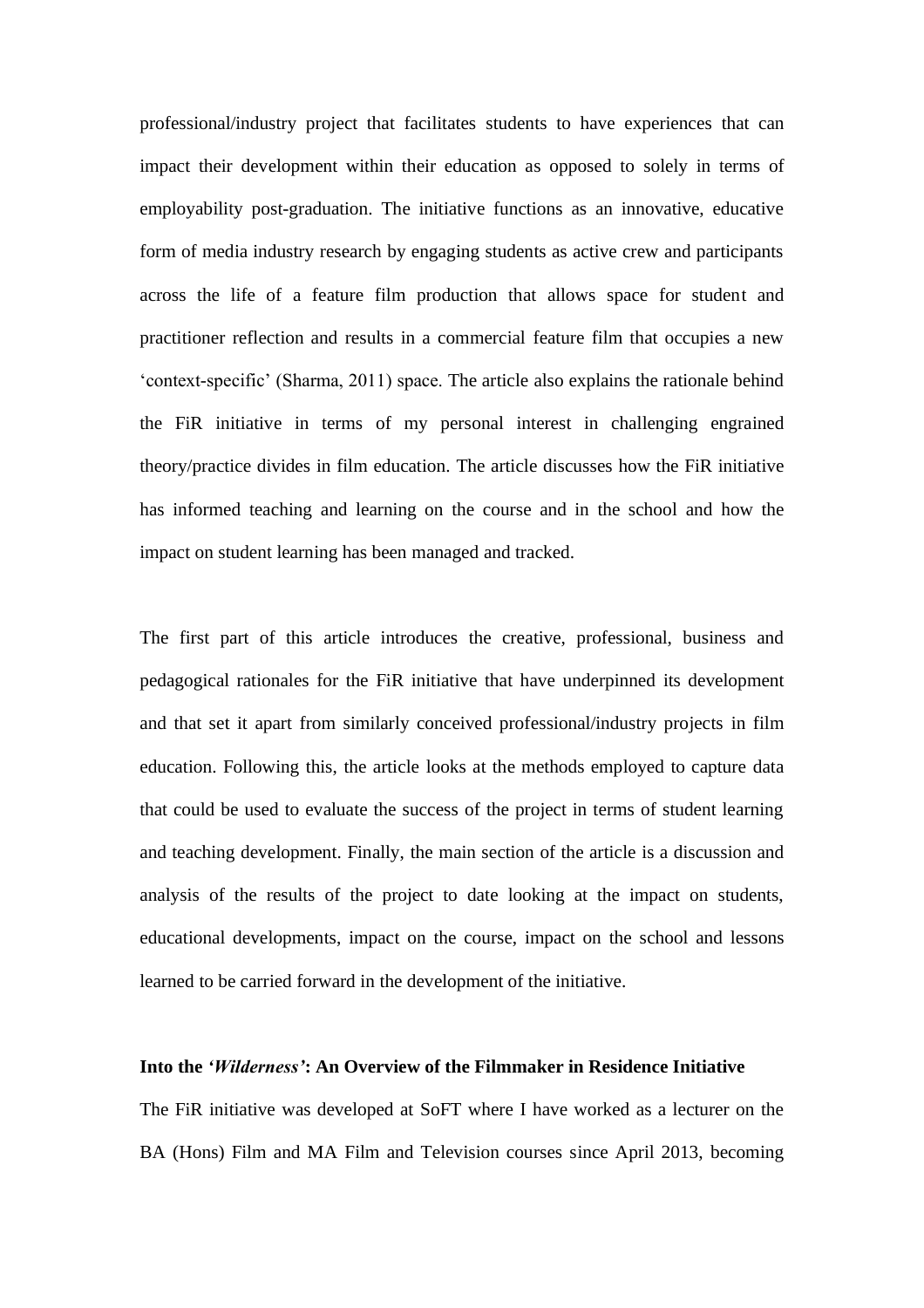professional/industry project that facilitates students to have experiences that can impact their development within their education as opposed to solely in terms of employability post-graduation. The initiative functions as an innovative, educative form of media industry research by engaging students as active crew and participants across the life of a feature film production that allows space for student and practitioner reflection and results in a commercial feature film that occupies a new 'context-specific' (Sharma, 2011) space. The article also explains the rationale behind the FiR initiative in terms of my personal interest in challenging engrained theory/practice divides in film education. The article discusses how the FiR initiative has informed teaching and learning on the course and in the school and how the impact on student learning has been managed and tracked.

The first part of this article introduces the creative, professional, business and pedagogical rationales for the FiR initiative that have underpinned its development and that set it apart from similarly conceived professional/industry projects in film education. Following this, the article looks at the methods employed to capture data that could be used to evaluate the success of the project in terms of student learning and teaching development. Finally, the main section of the article is a discussion and analysis of the results of the project to date looking at the impact on students, educational developments, impact on the course, impact on the school and lessons learned to be carried forward in the development of the initiative.

**Into the *'Wilderness'*: An Overview of the Filmmaker in Residence Initiative**

The FiR initiative was developed at SoFT where I have worked as a lecturer on the BA (Hons) Film and MA Film and Television courses since April 2013, becoming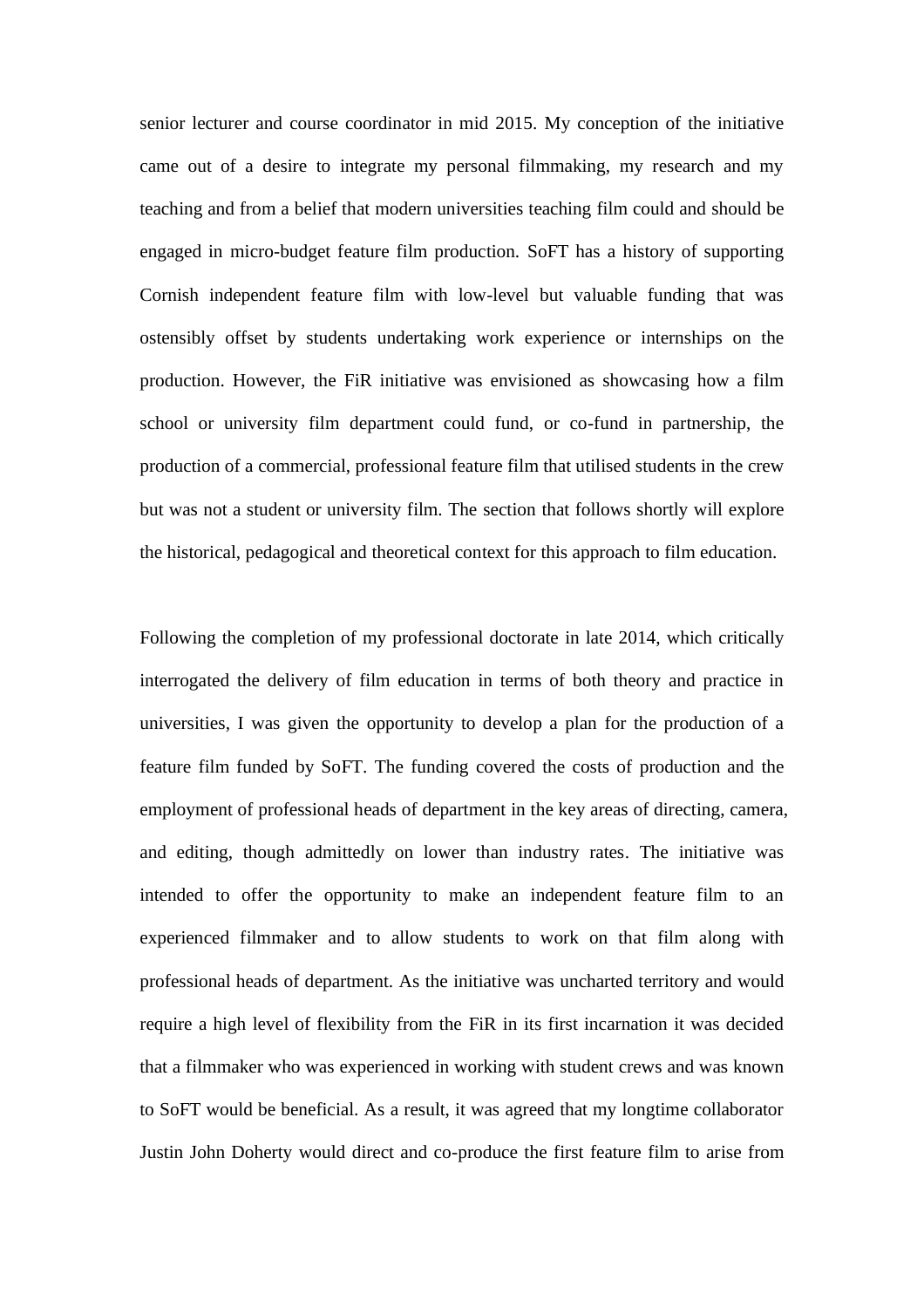senior lecturer and course coordinator in mid 2015. My conception of the initiative came out of a desire to integrate my personal filmmaking, my research and my teaching and from a belief that modern universities teaching film could and should be engaged in micro-budget feature film production. SoFT has a history of supporting Cornish independent feature film with low-level but valuable funding that was ostensibly offset by students undertaking work experience or internships on the production. However, the FiR initiative was envisioned as showcasing how a film school or university film department could fund, or co-fund in partnership, the production of a commercial, professional feature film that utilised students in the crew but was not a student or university film. The section that follows shortly will explore the historical, pedagogical and theoretical context for this approach to film education.

Following the completion of my professional doctorate in late 2014, which critically interrogated the delivery of film education in terms of both theory and practice in universities, I was given the opportunity to develop a plan for the production of a feature film funded by SoFT. The funding covered the costs of production and the employment of professional heads of department in the key areas of directing, camera, and editing, though admittedly on lower than industry rates. The initiative was intended to offer the opportunity to make an independent feature film to an experienced filmmaker and to allow students to work on that film along with professional heads of department. As the initiative was uncharted territory and would require a high level of flexibility from the FiR in its first incarnation it was decided that a filmmaker who was experienced in working with student crews and was known to SoFT would be beneficial. As a result, it was agreed that my longtime collaborator Justin John Doherty would direct and co-produce the first feature film to arise from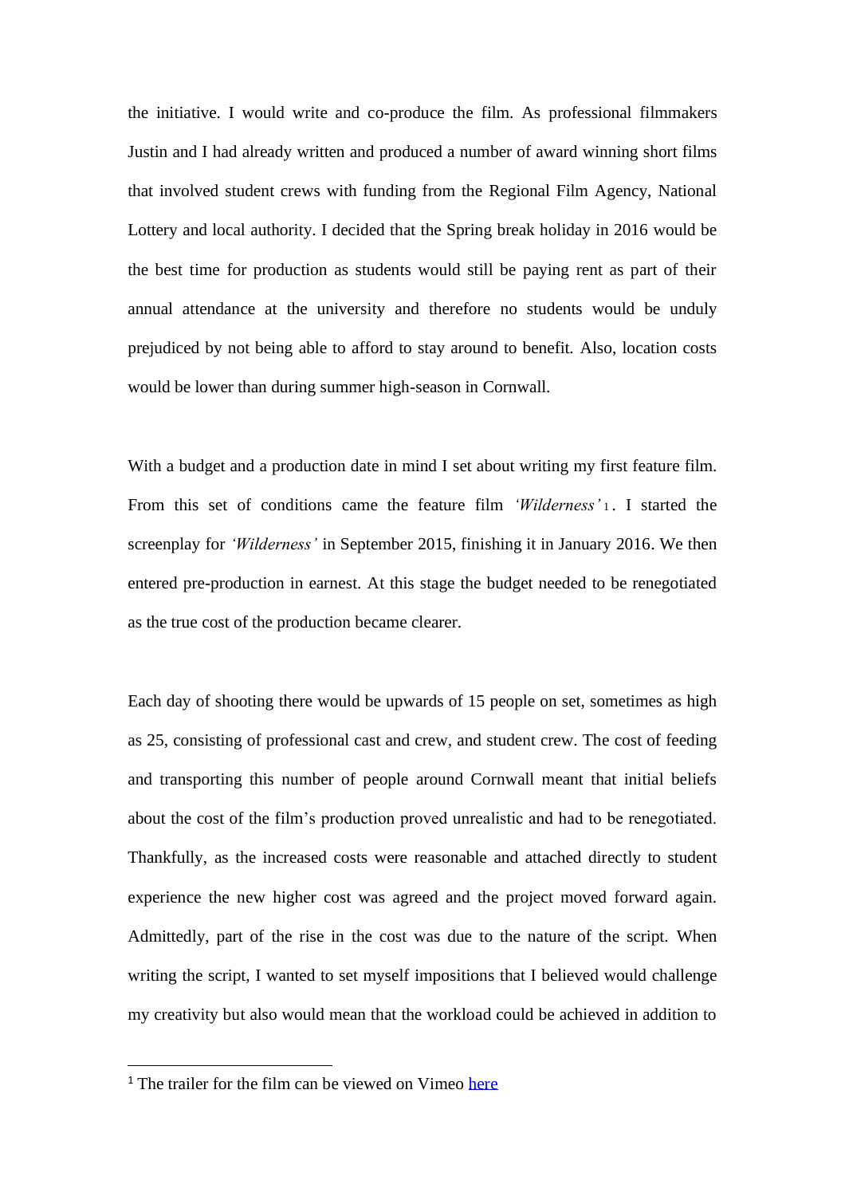the initiative. I would write and co-produce the film. As professional filmmakers Justin and I had already written and produced a number of award winning short films that involved student crews with funding from the Regional Film Agency, National Lottery and local authority. I decided that the Spring break holiday in 2016 would be the best time for production as students would still be paying rent as part of their annual attendance at the university and therefore no students would be unduly prejudiced by not being able to afford to stay around to benefit. Also, location costs would be lower than during summer high-season in Cornwall.

With a budget and a production date in mind I set about writing my first feature film. From this set of conditions came the feature film *'Wilderness'*[1]. I started the screenplay for *'Wilderness'* in September 2015, finishing it in January 2016. We then entered pre-production in earnest. At this stage the budget needed to be renegotiated as the true cost of the production became clearer.

Each day of shooting there would be upwards of 15 people on set, sometimes as high as 25, consisting of professional cast and crew, and student crew. The cost of feeding and transporting this number of people around Cornwall meant that initial beliefs about the cost of the film's production proved unrealistic and had to be renegotiated. Thankfully, as the increased costs were reasonable and attached directly to student experience the new higher cost was agreed and the project moved forward again. Admittedly, part of the rise in the cost was due to the nature of the script. When writing the script, I wanted to set myself impositions that I believed would challenge my creativity but also would mean that the workload could be achieved in addition to

---

[1] The trailer for the film can be viewed on Vimeo here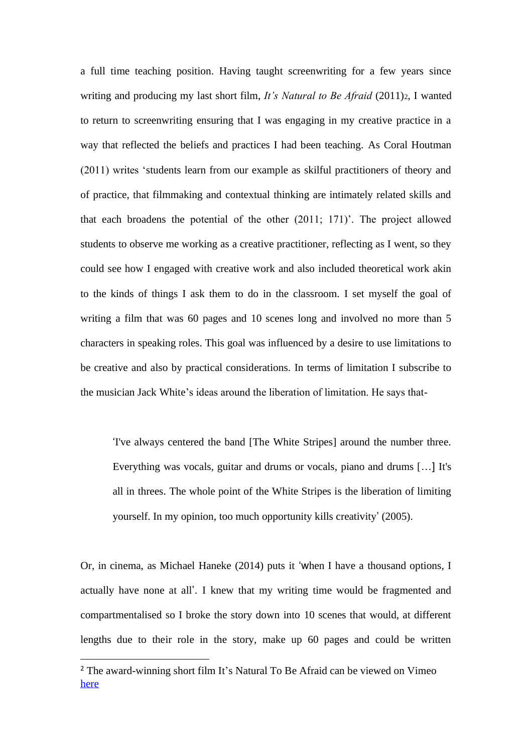a full time teaching position. Having taught screenwriting for a few years since writing and producing my last short film, *It's Natural to Be Afraid* (2011)[2], I wanted to return to screenwriting ensuring that I was engaging in my creative practice in a way that reflected the beliefs and practices I had been teaching. As Coral Houtman (2011) writes 'students learn from our example as skilful practitioners of theory and of practice, that filmmaking and contextual thinking are intimately related skills and that each broadens the potential of the other (2011; 171)'. The project allowed students to observe me working as a creative practitioner, reflecting as I went, so they could see how I engaged with creative work and also included theoretical work akin to the kinds of things I ask them to do in the classroom. I set myself the goal of writing a film that was 60 pages and 10 scenes long and involved no more than 5 characters in speaking roles. This goal was influenced by a desire to use limitations to be creative and also by practical considerations. In terms of limitation I subscribe to the musician Jack White's ideas around the liberation of limitation. He says that-

> 'I've always centered the band [The White Stripes] around the number three. Everything was vocals, guitar and drums or vocals, piano and drums […] It's all in threes. The whole point of the White Stripes is the liberation of limiting yourself. In my opinion, too much opportunity kills creativity' (2005).

Or, in cinema, as Michael Haneke (2014) puts it 'when I have a thousand options, I actually have none at all'. I knew that my writing time would be fragmented and compartmentalised so I broke the story down into 10 scenes that would, at different lengths due to their role in the story, make up 60 pages and could be written

---

[2] The award-winning short film It's Natural To Be Afraid can be viewed on Vimeo here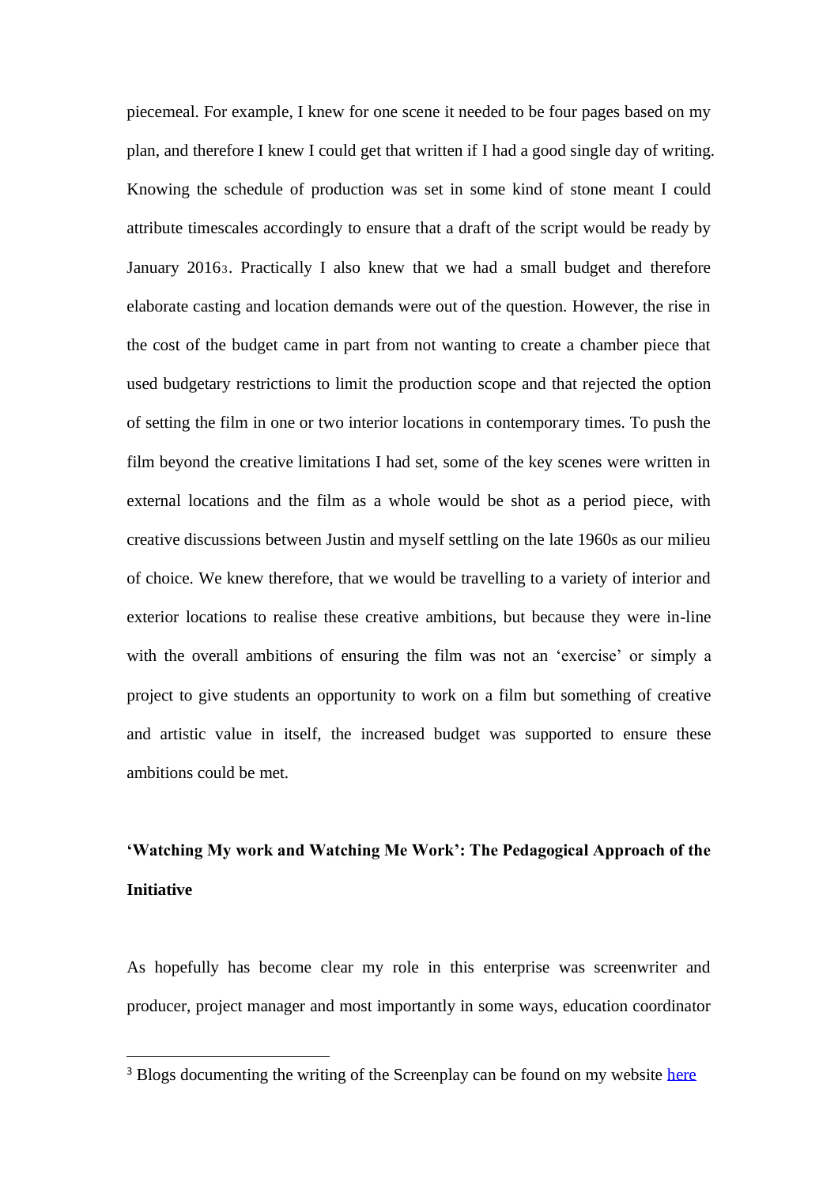piecemeal. For example, I knew for one scene it needed to be four pages based on my plan, and therefore I knew I could get that written if I had a good single day of writing. Knowing the schedule of production was set in some kind of stone meant I could attribute timescales accordingly to ensure that a draft of the script would be ready by January 2016[3]. Practically I also knew that we had a small budget and therefore elaborate casting and location demands were out of the question. However, the rise in the cost of the budget came in part from not wanting to create a chamber piece that used budgetary restrictions to limit the production scope and that rejected the option of setting the film in one or two interior locations in contemporary times. To push the film beyond the creative limitations I had set, some of the key scenes were written in external locations and the film as a whole would be shot as a period piece, with creative discussions between Justin and myself settling on the late 1960s as our milieu of choice. We knew therefore, that we would be travelling to a variety of interior and exterior locations to realise these creative ambitions, but because they were in-line with the overall ambitions of ensuring the film was not an 'exercise' or simply a project to give students an opportunity to work on a film but something of creative and artistic value in itself, the increased budget was supported to ensure these ambitions could be met.

## 'Watching My work and Watching Me Work': The Pedagogical Approach of the Initiative

As hopefully has become clear my role in this enterprise was screenwriter and producer, project manager and most importantly in some ways, education coordinator

---

[3] Blogs documenting the writing of the Screenplay can be found on my website here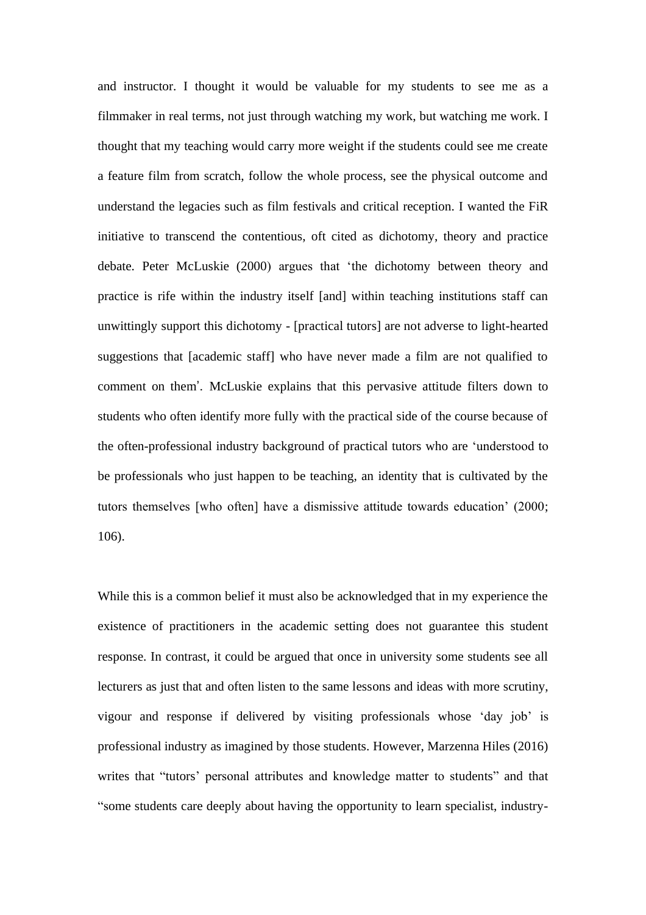and instructor. I thought it would be valuable for my students to see me as a filmmaker in real terms, not just through watching my work, but watching me work. I thought that my teaching would carry more weight if the students could see me create a feature film from scratch, follow the whole process, see the physical outcome and understand the legacies such as film festivals and critical reception. I wanted the FiR initiative to transcend the contentious, oft cited as dichotomy, theory and practice debate. Peter McLuskie (2000) argues that 'the dichotomy between theory and practice is rife within the industry itself [and] within teaching institutions staff can unwittingly support this dichotomy - [practical tutors] are not adverse to light-hearted suggestions that [academic staff] who have never made a film are not qualified to comment on them'. McLuskie explains that this pervasive attitude filters down to students who often identify more fully with the practical side of the course because of the often-professional industry background of practical tutors who are 'understood to be professionals who just happen to be teaching, an identity that is cultivated by the tutors themselves [who often] have a dismissive attitude towards education' (2000; 106).

While this is a common belief it must also be acknowledged that in my experience the existence of practitioners in the academic setting does not guarantee this student response. In contrast, it could be argued that once in university some students see all lecturers as just that and often listen to the same lessons and ideas with more scrutiny, vigour and response if delivered by visiting professionals whose 'day job' is professional industry as imagined by those students. However, Marzenna Hiles (2016) writes that "tutors' personal attributes and knowledge matter to students" and that "some students care deeply about having the opportunity to learn specialist, industry-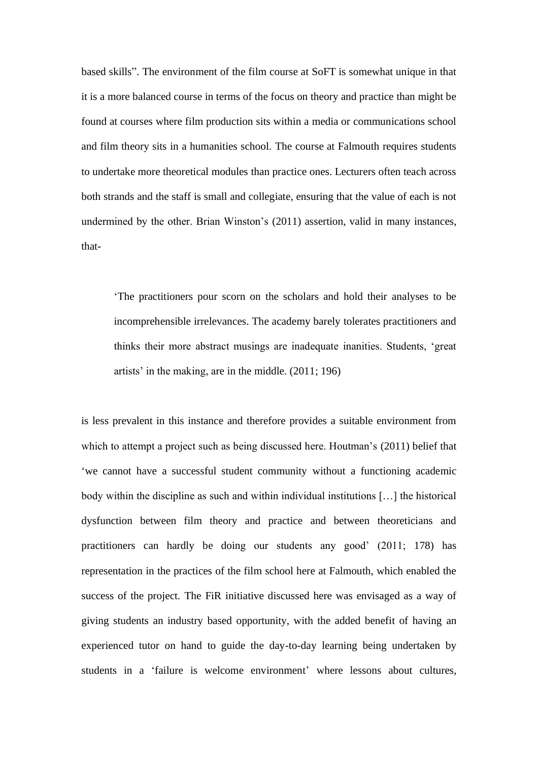based skills". The environment of the film course at SoFT is somewhat unique in that it is a more balanced course in terms of the focus on theory and practice than might be found at courses where film production sits within a media or communications school and film theory sits in a humanities school. The course at Falmouth requires students to undertake more theoretical modules than practice ones. Lecturers often teach across both strands and the staff is small and collegiate, ensuring that the value of each is not undermined by the other. Brian Winston's (2011) assertion, valid in many instances, that-

> 'The practitioners pour scorn on the scholars and hold their analyses to be incomprehensible irrelevances. The academy barely tolerates practitioners and thinks their more abstract musings are inadequate inanities. Students, 'great artists' in the making, are in the middle. (2011; 196)

is less prevalent in this instance and therefore provides a suitable environment from which to attempt a project such as being discussed here. Houtman's (2011) belief that 'we cannot have a successful student community without a functioning academic body within the discipline as such and within individual institutions […] the historical dysfunction between film theory and practice and between theoreticians and practitioners can hardly be doing our students any good' (2011; 178) has representation in the practices of the film school here at Falmouth, which enabled the success of the project. The FiR initiative discussed here was envisaged as a way of giving students an industry based opportunity, with the added benefit of having an experienced tutor on hand to guide the day-to-day learning being undertaken by students in a 'failure is welcome environment' where lessons about cultures,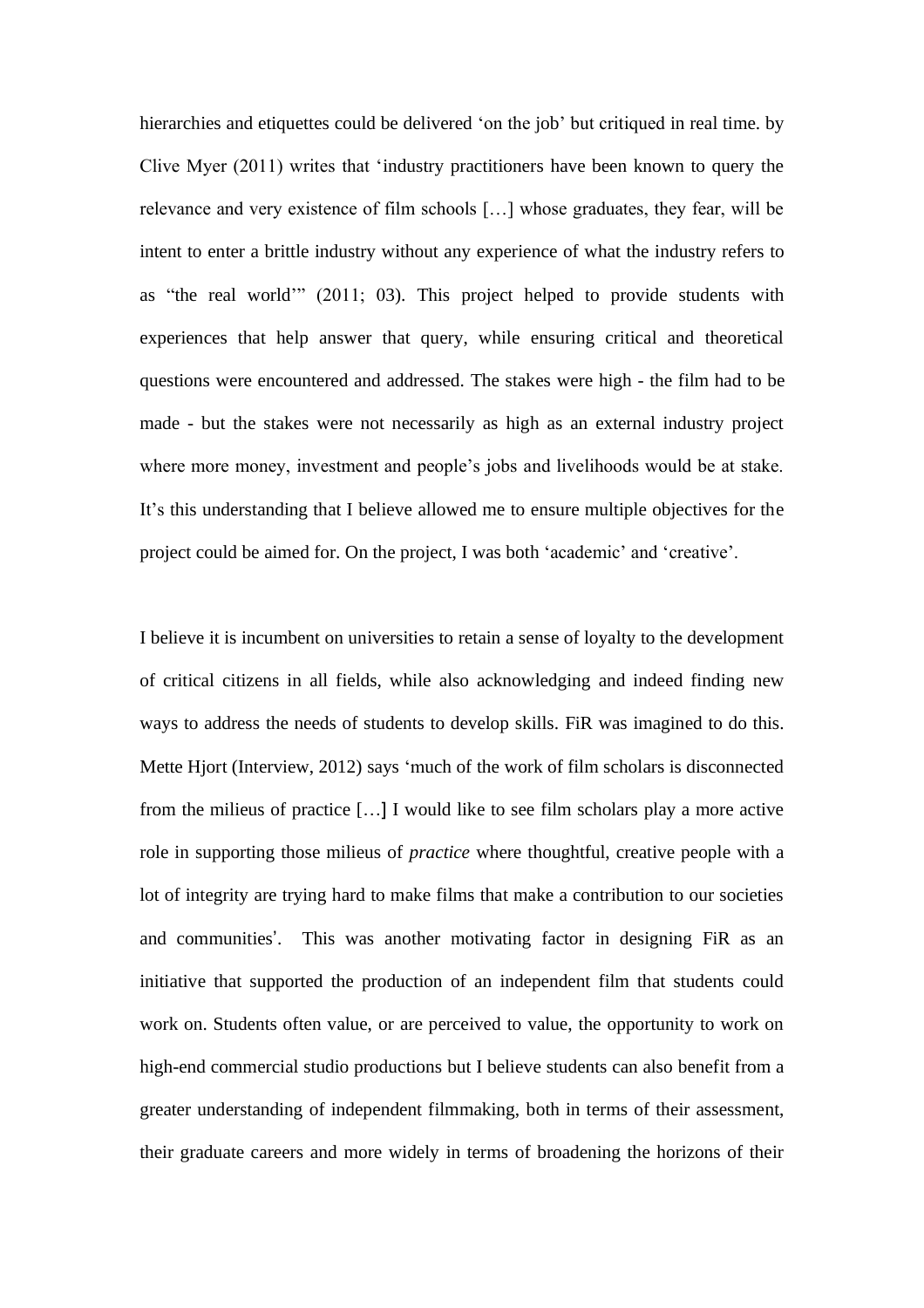hierarchies and etiquettes could be delivered 'on the job' but critiqued in real time. by Clive Myer (2011) writes that 'industry practitioners have been known to query the relevance and very existence of film schools […] whose graduates, they fear, will be intent to enter a brittle industry without any experience of what the industry refers to as "the real world"' (2011; 03). This project helped to provide students with experiences that help answer that query, while ensuring critical and theoretical questions were encountered and addressed. The stakes were high - the film had to be made - but the stakes were not necessarily as high as an external industry project where more money, investment and people's jobs and livelihoods would be at stake. It's this understanding that I believe allowed me to ensure multiple objectives for the project could be aimed for. On the project, I was both 'academic' and 'creative'.

I believe it is incumbent on universities to retain a sense of loyalty to the development of critical citizens in all fields, while also acknowledging and indeed finding new ways to address the needs of students to develop skills. FiR was imagined to do this. Mette Hjort (Interview, 2012) says 'much of the work of film scholars is disconnected from the milieus of practice […] I would like to see film scholars play a more active role in supporting those milieus of *practice* where thoughtful, creative people with a lot of integrity are trying hard to make films that make a contribution to our societies and communities'. This was another motivating factor in designing FiR as an initiative that supported the production of an independent film that students could work on. Students often value, or are perceived to value, the opportunity to work on high-end commercial studio productions but I believe students can also benefit from a greater understanding of independent filmmaking, both in terms of their assessment, their graduate careers and more widely in terms of broadening the horizons of their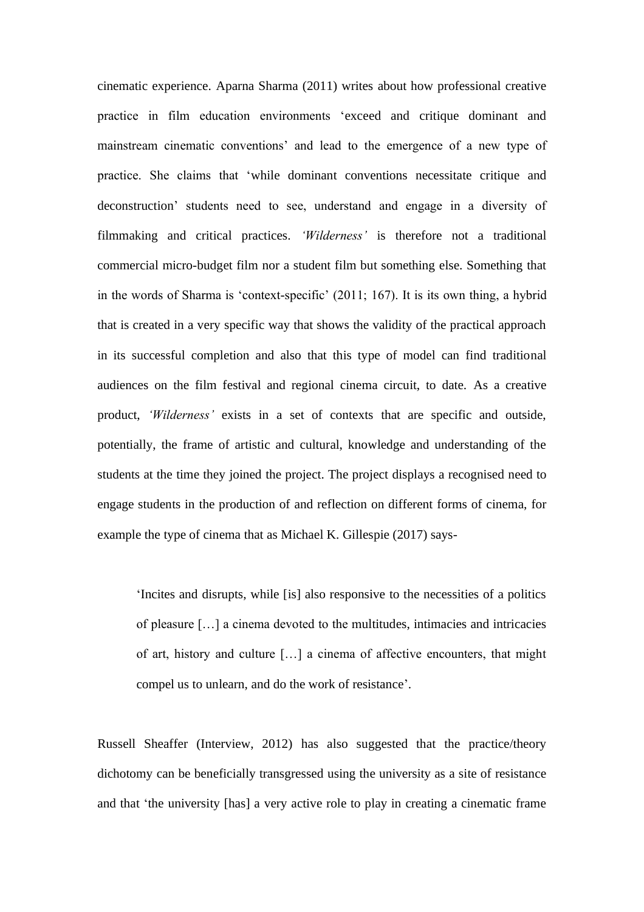cinematic experience. Aparna Sharma (2011) writes about how professional creative practice in film education environments 'exceed and critique dominant and mainstream cinematic conventions' and lead to the emergence of a new type of practice. She claims that 'while dominant conventions necessitate critique and deconstruction' students need to see, understand and engage in a diversity of filmmaking and critical practices. *'Wilderness'* is therefore not a traditional commercial micro-budget film nor a student film but something else. Something that in the words of Sharma is 'context-specific' (2011; 167). It is its own thing, a hybrid that is created in a very specific way that shows the validity of the practical approach in its successful completion and also that this type of model can find traditional audiences on the film festival and regional cinema circuit, to date. As a creative product, *'Wilderness'* exists in a set of contexts that are specific and outside, potentially, the frame of artistic and cultural, knowledge and understanding of the students at the time they joined the project. The project displays a recognised need to engage students in the production of and reflection on different forms of cinema, for example the type of cinema that as Michael K. Gillespie (2017) says-

> 'Incites and disrupts, while [is] also responsive to the necessities of a politics of pleasure […] a cinema devoted to the multitudes, intimacies and intricacies of art, history and culture […] a cinema of affective encounters, that might compel us to unlearn, and do the work of resistance'.

Russell Sheaffer (Interview, 2012) has also suggested that the practice/theory dichotomy can be beneficially transgressed using the university as a site of resistance and that 'the university [has] a very active role to play in creating a cinematic frame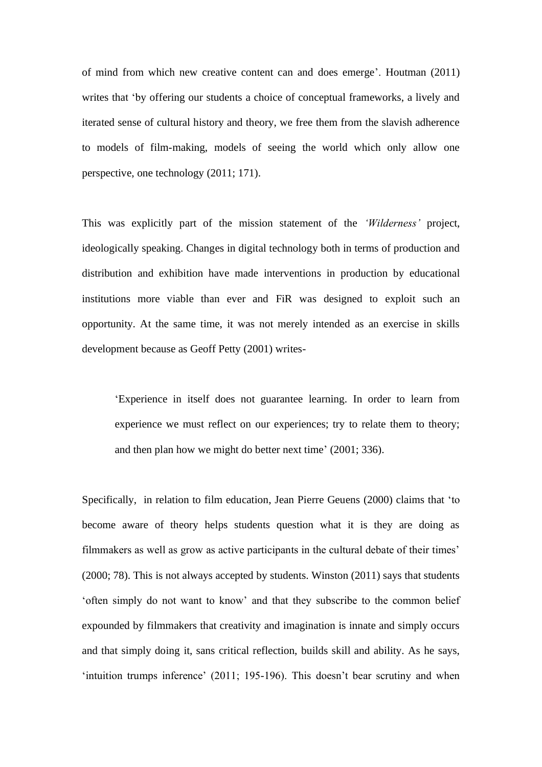of mind from which new creative content can and does emerge'. Houtman (2011) writes that 'by offering our students a choice of conceptual frameworks, a lively and iterated sense of cultural history and theory, we free them from the slavish adherence to models of film-making, models of seeing the world which only allow one perspective, one technology (2011; 171).

This was explicitly part of the mission statement of the *'Wilderness'* project, ideologically speaking. Changes in digital technology both in terms of production and distribution and exhibition have made interventions in production by educational institutions more viable than ever and FiR was designed to exploit such an opportunity. At the same time, it was not merely intended as an exercise in skills development because as Geoff Petty (2001) writes-

> 'Experience in itself does not guarantee learning. In order to learn from experience we must reflect on our experiences; try to relate them to theory; and then plan how we might do better next time' (2001; 336).

Specifically, in relation to film education, Jean Pierre Geuens (2000) claims that 'to become aware of theory helps students question what it is they are doing as filmmakers as well as grow as active participants in the cultural debate of their times' (2000; 78). This is not always accepted by students. Winston (2011) says that students 'often simply do not want to know' and that they subscribe to the common belief expounded by filmmakers that creativity and imagination is innate and simply occurs and that simply doing it, sans critical reflection, builds skill and ability. As he says, 'intuition trumps inference' (2011; 195-196). This doesn't bear scrutiny and when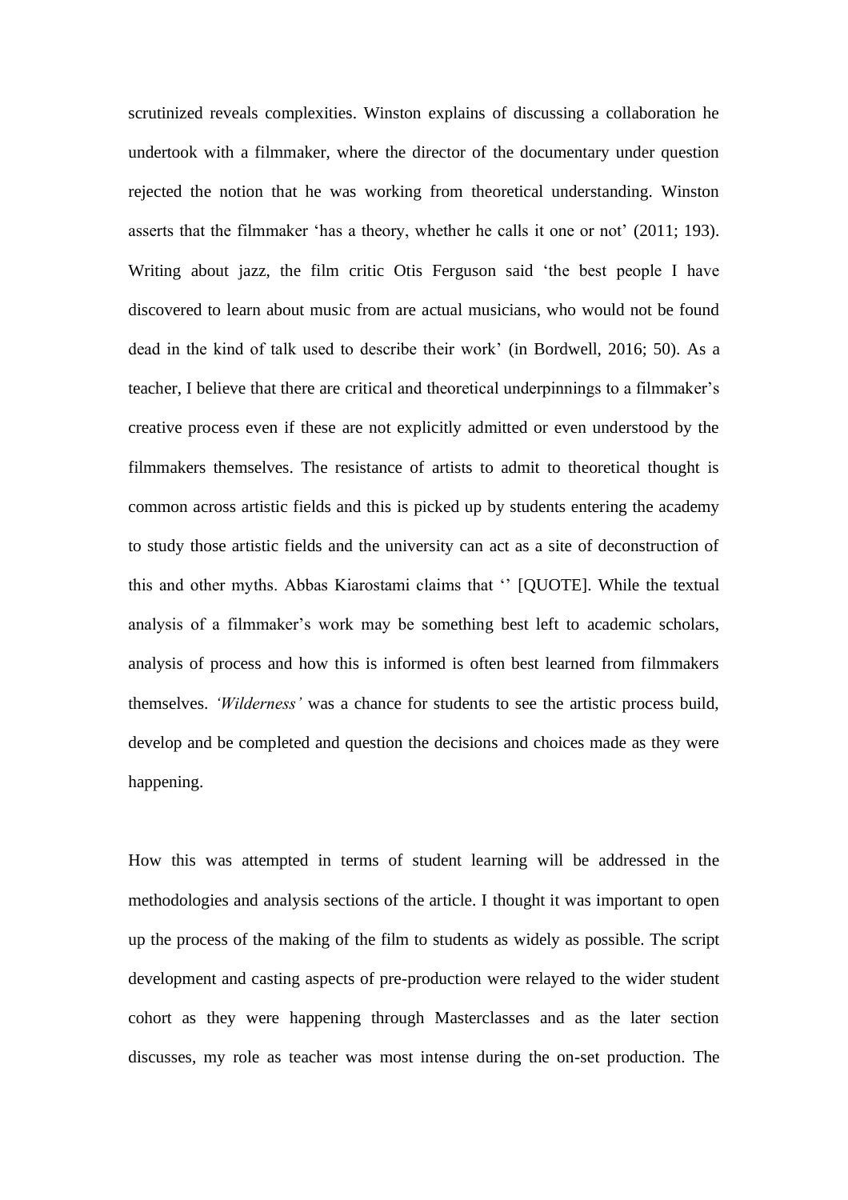scrutinized reveals complexities. Winston explains of discussing a collaboration he undertook with a filmmaker, where the director of the documentary under question rejected the notion that he was working from theoretical understanding. Winston asserts that the filmmaker 'has a theory, whether he calls it one or not' (2011; 193). Writing about jazz, the film critic Otis Ferguson said 'the best people I have discovered to learn about music from are actual musicians, who would not be found dead in the kind of talk used to describe their work' (in Bordwell, 2016; 50). As a teacher, I believe that there are critical and theoretical underpinnings to a filmmaker's creative process even if these are not explicitly admitted or even understood by the filmmakers themselves. The resistance of artists to admit to theoretical thought is common across artistic fields and this is picked up by students entering the academy to study those artistic fields and the university can act as a site of deconstruction of this and other myths. Abbas Kiarostami claims that '' [QUOTE]. While the textual analysis of a filmmaker's work may be something best left to academic scholars, analysis of process and how this is informed is often best learned from filmmakers themselves. *'Wilderness'* was a chance for students to see the artistic process build, develop and be completed and question the decisions and choices made as they were happening.

How this was attempted in terms of student learning will be addressed in the methodologies and analysis sections of the article. I thought it was important to open up the process of the making of the film to students as widely as possible. The script development and casting aspects of pre-production were relayed to the wider student cohort as they were happening through Masterclasses and as the later section discusses, my role as teacher was most intense during the on-set production. The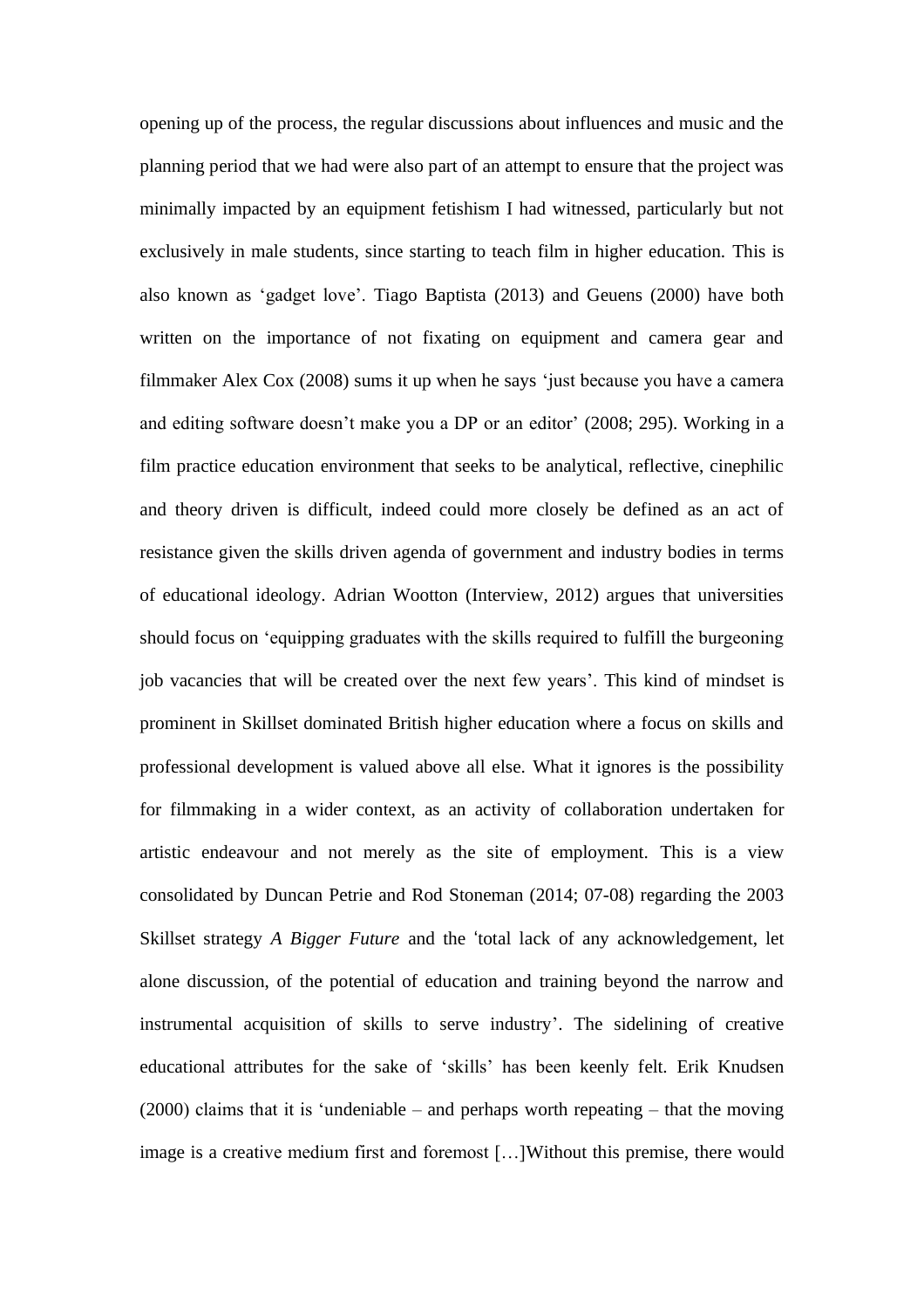opening up of the process, the regular discussions about influences and music and the planning period that we had were also part of an attempt to ensure that the project was minimally impacted by an equipment fetishism I had witnessed, particularly but not exclusively in male students, since starting to teach film in higher education. This is also known as 'gadget love'. Tiago Baptista (2013) and Geuens (2000) have both written on the importance of not fixating on equipment and camera gear and filmmaker Alex Cox (2008) sums it up when he says 'just because you have a camera and editing software doesn't make you a DP or an editor' (2008; 295). Working in a film practice education environment that seeks to be analytical, reflective, cinephilic and theory driven is difficult, indeed could more closely be defined as an act of resistance given the skills driven agenda of government and industry bodies in terms of educational ideology. Adrian Wootton (Interview, 2012) argues that universities should focus on 'equipping graduates with the skills required to fulfill the burgeoning job vacancies that will be created over the next few years'. This kind of mindset is prominent in Skillset dominated British higher education where a focus on skills and professional development is valued above all else. What it ignores is the possibility for filmmaking in a wider context, as an activity of collaboration undertaken for artistic endeavour and not merely as the site of employment. This is a view consolidated by Duncan Petrie and Rod Stoneman (2014; 07-08) regarding the 2003 Skillset strategy *A Bigger Future* and the 'total lack of any acknowledgement, let alone discussion, of the potential of education and training beyond the narrow and instrumental acquisition of skills to serve industry'. The sidelining of creative educational attributes for the sake of 'skills' has been keenly felt. Erik Knudsen (2000) claims that it is 'undeniable – and perhaps worth repeating – that the moving image is a creative medium first and foremost […]Without this premise, there would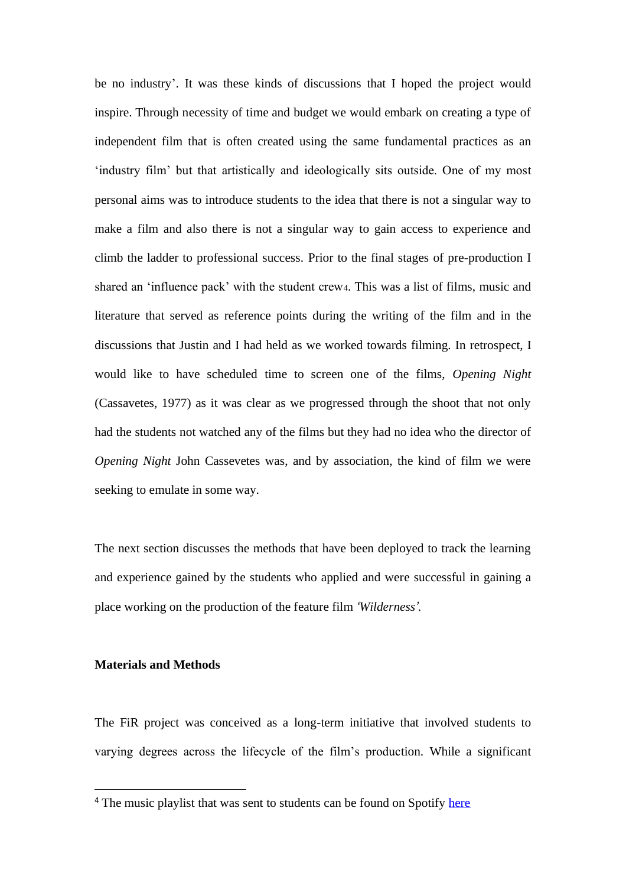be no industry'. It was these kinds of discussions that I hoped the project would inspire. Through necessity of time and budget we would embark on creating a type of independent film that is often created using the same fundamental practices as an 'industry film' but that artistically and ideologically sits outside. One of my most personal aims was to introduce students to the idea that there is not a singular way to make a film and also there is not a singular way to gain access to experience and climb the ladder to professional success. Prior to the final stages of pre-production I shared an 'influence pack' with the student crew[4]. This was a list of films, music and literature that served as reference points during the writing of the film and in the discussions that Justin and I had held as we worked towards filming. In retrospect, I would like to have scheduled time to screen one of the films, *Opening Night* (Cassavetes, 1977) as it was clear as we progressed through the shoot that not only had the students not watched any of the films but they had no idea who the director of *Opening Night* John Cassevetes was, and by association, the kind of film we were seeking to emulate in some way.

The next section discusses the methods that have been deployed to track the learning and experience gained by the students who applied and were successful in gaining a place working on the production of the feature film *'Wilderness'*.

**Materials and Methods**

The FiR project was conceived as a long-term initiative that involved students to varying degrees across the lifecycle of the film's production. While a significant

---

[4] The music playlist that was sent to students can be found on Spotify here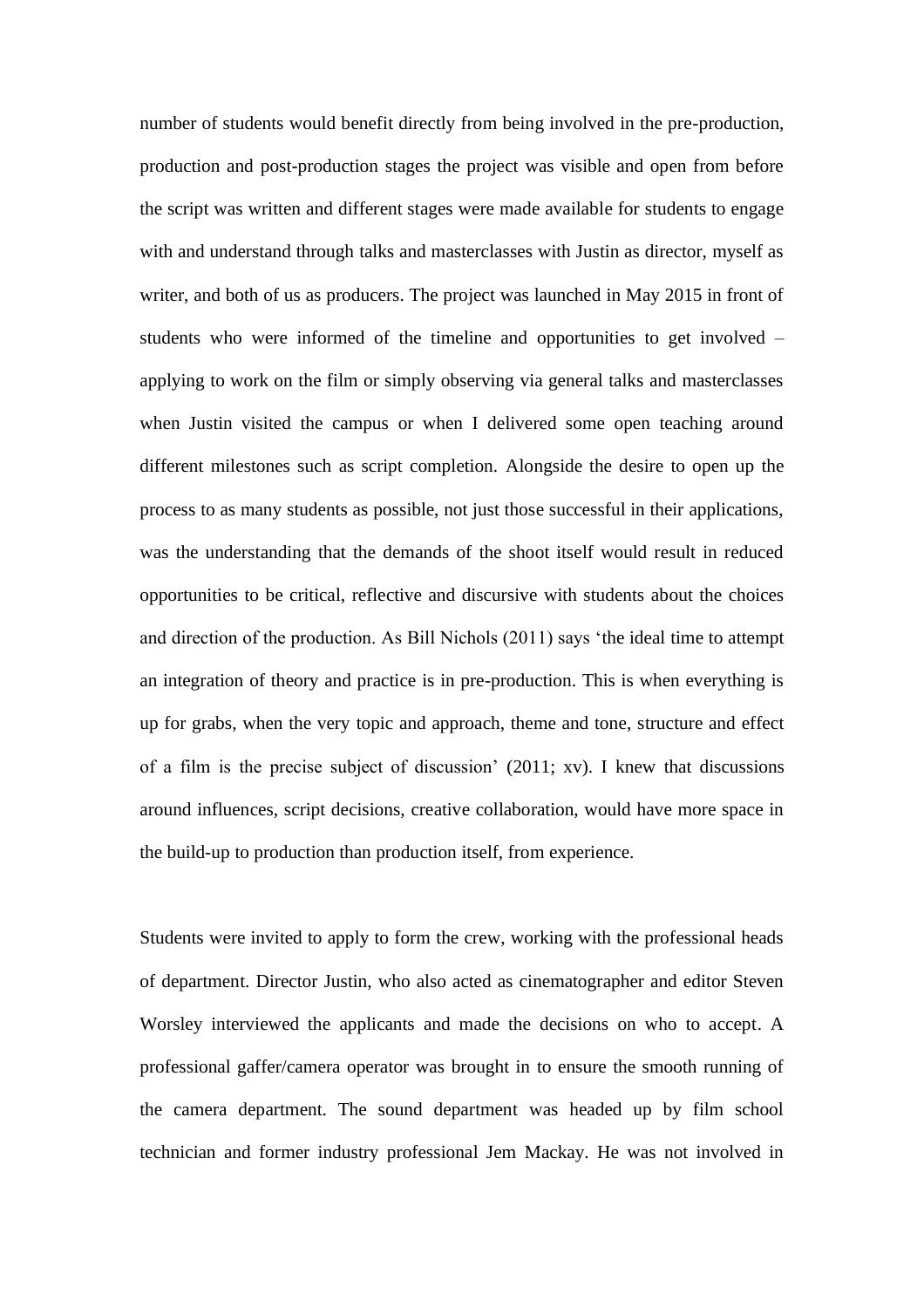number of students would benefit directly from being involved in the pre-production, production and post-production stages the project was visible and open from before the script was written and different stages were made available for students to engage with and understand through talks and masterclasses with Justin as director, myself as writer, and both of us as producers. The project was launched in May 2015 in front of students who were informed of the timeline and opportunities to get involved – applying to work on the film or simply observing via general talks and masterclasses when Justin visited the campus or when I delivered some open teaching around different milestones such as script completion. Alongside the desire to open up the process to as many students as possible, not just those successful in their applications, was the understanding that the demands of the shoot itself would result in reduced opportunities to be critical, reflective and discursive with students about the choices and direction of the production. As Bill Nichols (2011) says 'the ideal time to attempt an integration of theory and practice is in pre-production. This is when everything is up for grabs, when the very topic and approach, theme and tone, structure and effect of a film is the precise subject of discussion' (2011; xv). I knew that discussions around influences, script decisions, creative collaboration, would have more space in the build-up to production than production itself, from experience.

Students were invited to apply to form the crew, working with the professional heads of department. Director Justin, who also acted as cinematographer and editor Steven Worsley interviewed the applicants and made the decisions on who to accept. A professional gaffer/camera operator was brought in to ensure the smooth running of the camera department. The sound department was headed up by film school technician and former industry professional Jem Mackay. He was not involved in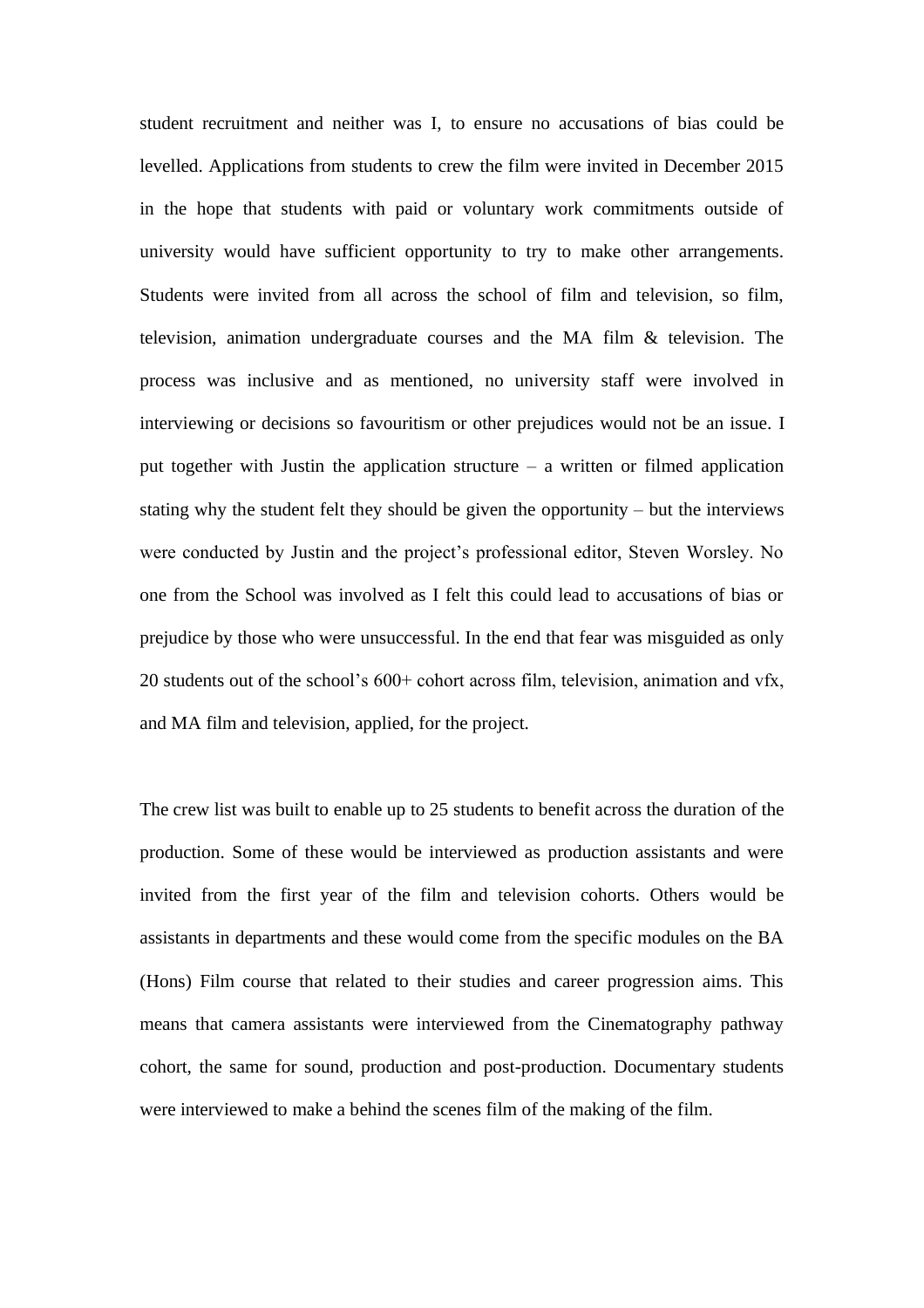student recruitment and neither was I, to ensure no accusations of bias could be levelled. Applications from students to crew the film were invited in December 2015 in the hope that students with paid or voluntary work commitments outside of university would have sufficient opportunity to try to make other arrangements. Students were invited from all across the school of film and television, so film, television, animation undergraduate courses and the MA film & television. The process was inclusive and as mentioned, no university staff were involved in interviewing or decisions so favouritism or other prejudices would not be an issue. I put together with Justin the application structure – a written or filmed application stating why the student felt they should be given the opportunity – but the interviews were conducted by Justin and the project's professional editor, Steven Worsley. No one from the School was involved as I felt this could lead to accusations of bias or prejudice by those who were unsuccessful. In the end that fear was misguided as only 20 students out of the school's 600+ cohort across film, television, animation and vfx, and MA film and television, applied, for the project.

The crew list was built to enable up to 25 students to benefit across the duration of the production. Some of these would be interviewed as production assistants and were invited from the first year of the film and television cohorts. Others would be assistants in departments and these would come from the specific modules on the BA (Hons) Film course that related to their studies and career progression aims. This means that camera assistants were interviewed from the Cinematography pathway cohort, the same for sound, production and post-production. Documentary students were interviewed to make a behind the scenes film of the making of the film.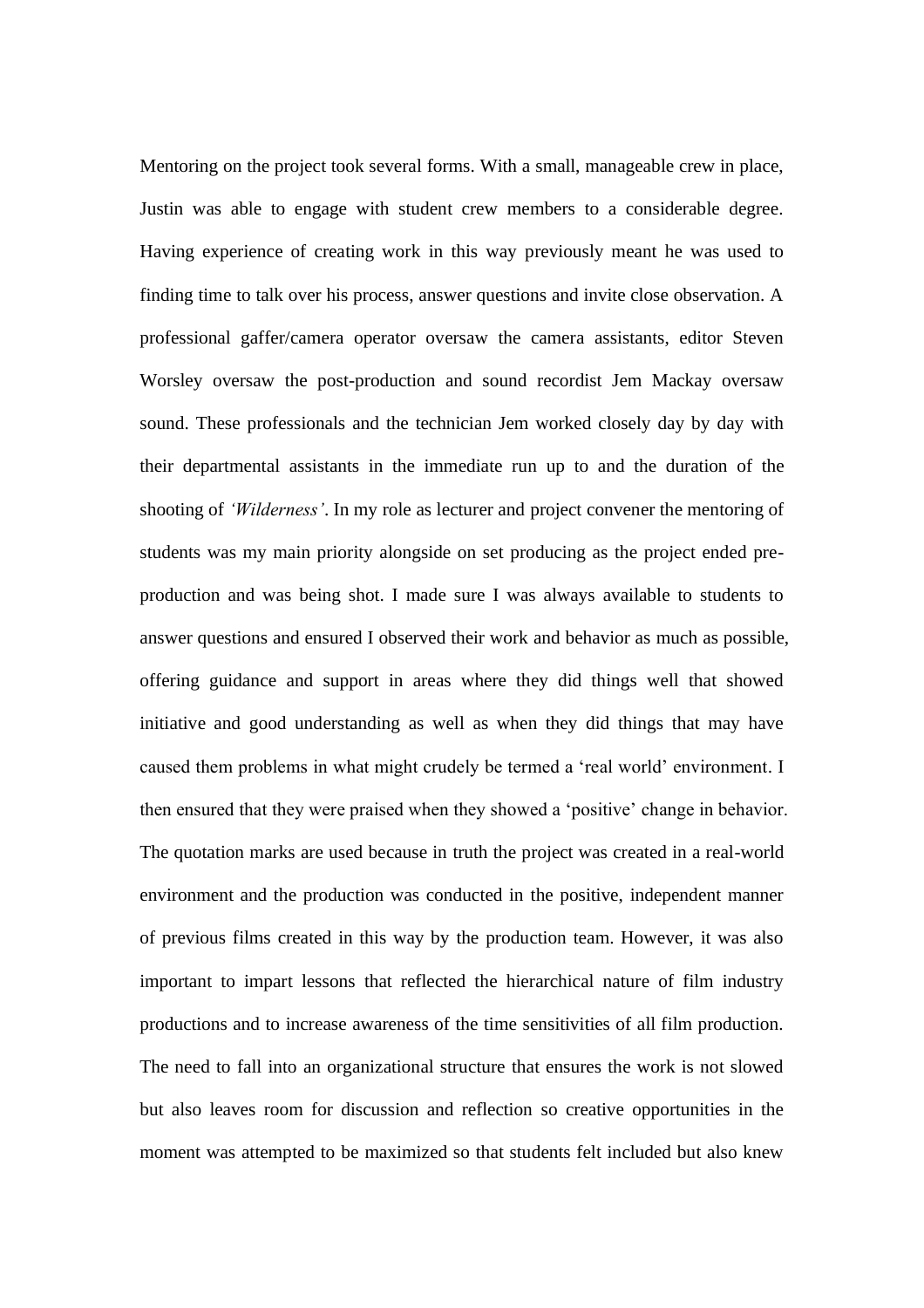Mentoring on the project took several forms. With a small, manageable crew in place, Justin was able to engage with student crew members to a considerable degree. Having experience of creating work in this way previously meant he was used to finding time to talk over his process, answer questions and invite close observation. A professional gaffer/camera operator oversaw the camera assistants, editor Steven Worsley oversaw the post-production and sound recordist Jem Mackay oversaw sound. These professionals and the technician Jem worked closely day by day with their departmental assistants in the immediate run up to and the duration of the shooting of *'Wilderness'*. In my role as lecturer and project convener the mentoring of students was my main priority alongside on set producing as the project ended pre-production and was being shot. I made sure I was always available to students to answer questions and ensured I observed their work and behavior as much as possible, offering guidance and support in areas where they did things well that showed initiative and good understanding as well as when they did things that may have caused them problems in what might crudely be termed a 'real world' environment. I then ensured that they were praised when they showed a 'positive' change in behavior. The quotation marks are used because in truth the project was created in a real-world environment and the production was conducted in the positive, independent manner of previous films created in this way by the production team. However, it was also important to impart lessons that reflected the hierarchical nature of film industry productions and to increase awareness of the time sensitivities of all film production. The need to fall into an organizational structure that ensures the work is not slowed but also leaves room for discussion and reflection so creative opportunities in the moment was attempted to be maximized so that students felt included but also knew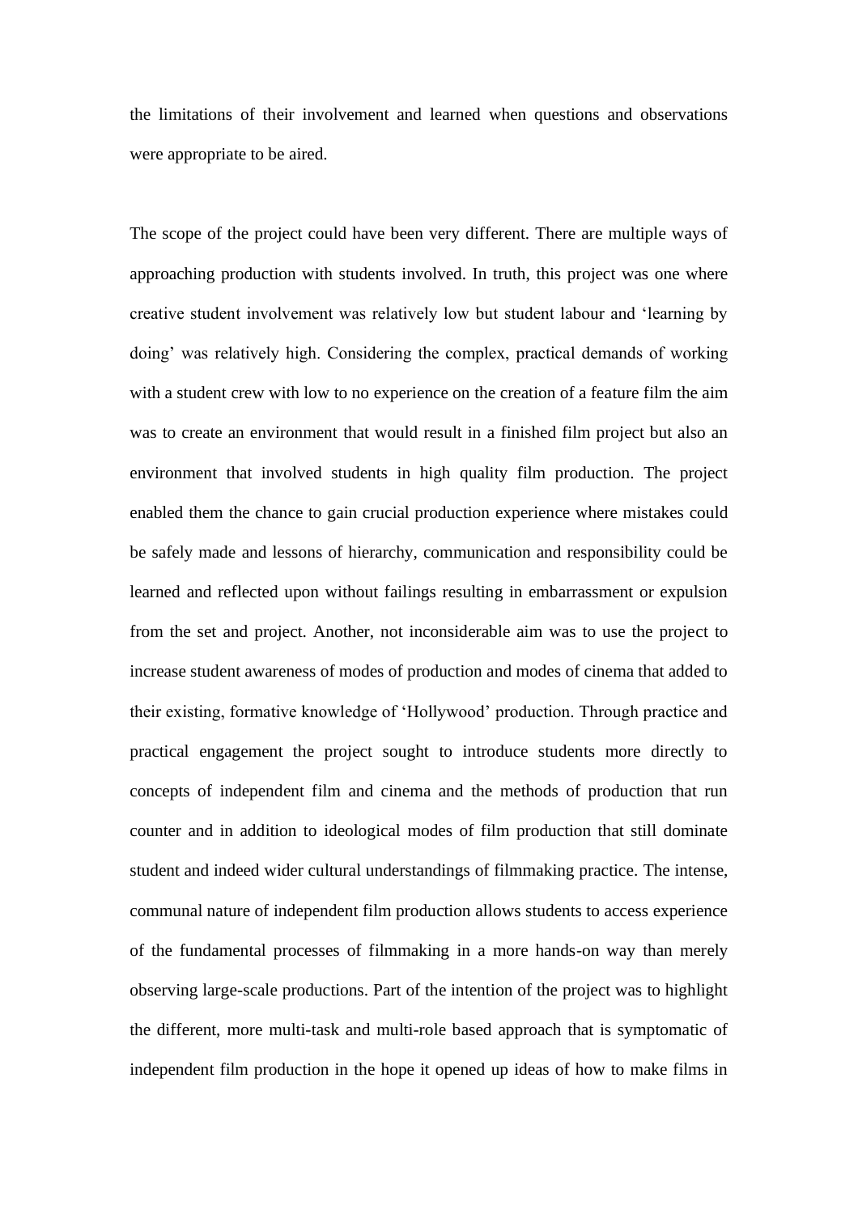the limitations of their involvement and learned when questions and observations were appropriate to be aired.

The scope of the project could have been very different. There are multiple ways of approaching production with students involved. In truth, this project was one where creative student involvement was relatively low but student labour and 'learning by doing' was relatively high. Considering the complex, practical demands of working with a student crew with low to no experience on the creation of a feature film the aim was to create an environment that would result in a finished film project but also an environment that involved students in high quality film production. The project enabled them the chance to gain crucial production experience where mistakes could be safely made and lessons of hierarchy, communication and responsibility could be learned and reflected upon without failings resulting in embarrassment or expulsion from the set and project. Another, not inconsiderable aim was to use the project to increase student awareness of modes of production and modes of cinema that added to their existing, formative knowledge of 'Hollywood' production. Through practice and practical engagement the project sought to introduce students more directly to concepts of independent film and cinema and the methods of production that run counter and in addition to ideological modes of film production that still dominate student and indeed wider cultural understandings of filmmaking practice. The intense, communal nature of independent film production allows students to access experience of the fundamental processes of filmmaking in a more hands-on way than merely observing large-scale productions. Part of the intention of the project was to highlight the different, more multi-task and multi-role based approach that is symptomatic of independent film production in the hope it opened up ideas of how to make films in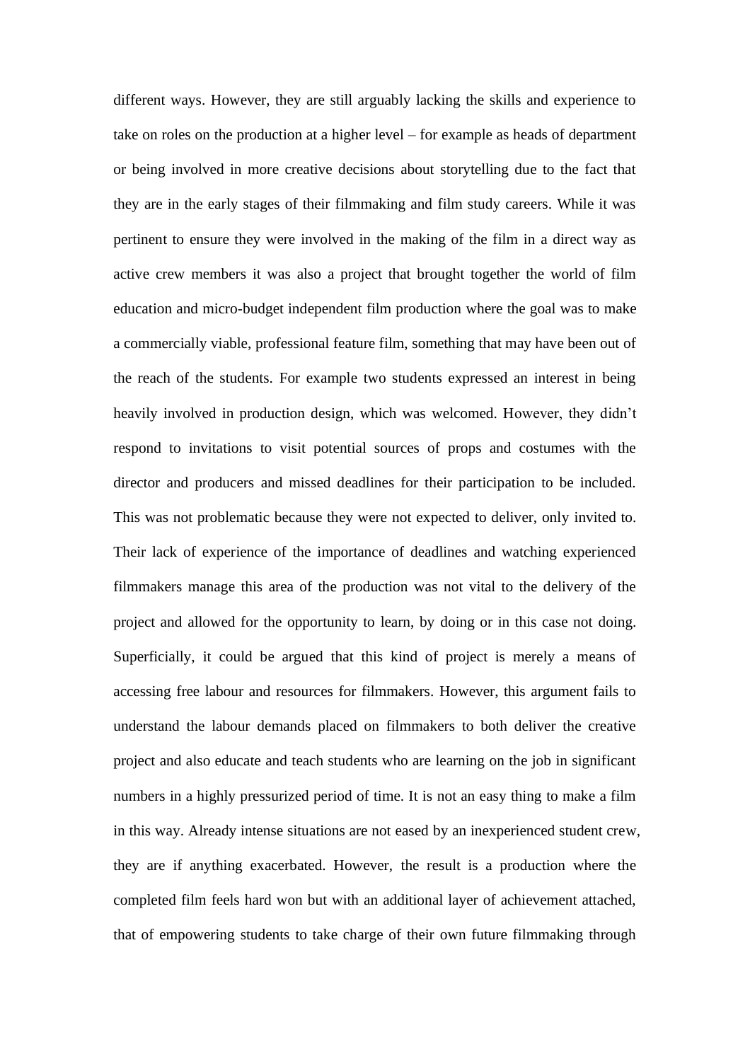different ways. However, they are still arguably lacking the skills and experience to take on roles on the production at a higher level – for example as heads of department or being involved in more creative decisions about storytelling due to the fact that they are in the early stages of their filmmaking and film study careers. While it was pertinent to ensure they were involved in the making of the film in a direct way as active crew members it was also a project that brought together the world of film education and micro-budget independent film production where the goal was to make a commercially viable, professional feature film, something that may have been out of the reach of the students. For example two students expressed an interest in being heavily involved in production design, which was welcomed. However, they didn't respond to invitations to visit potential sources of props and costumes with the director and producers and missed deadlines for their participation to be included. This was not problematic because they were not expected to deliver, only invited to. Their lack of experience of the importance of deadlines and watching experienced filmmakers manage this area of the production was not vital to the delivery of the project and allowed for the opportunity to learn, by doing or in this case not doing. Superficially, it could be argued that this kind of project is merely a means of accessing free labour and resources for filmmakers. However, this argument fails to understand the labour demands placed on filmmakers to both deliver the creative project and also educate and teach students who are learning on the job in significant numbers in a highly pressurized period of time. It is not an easy thing to make a film in this way. Already intense situations are not eased by an inexperienced student crew, they are if anything exacerbated. However, the result is a production where the completed film feels hard won but with an additional layer of achievement attached, that of empowering students to take charge of their own future filmmaking through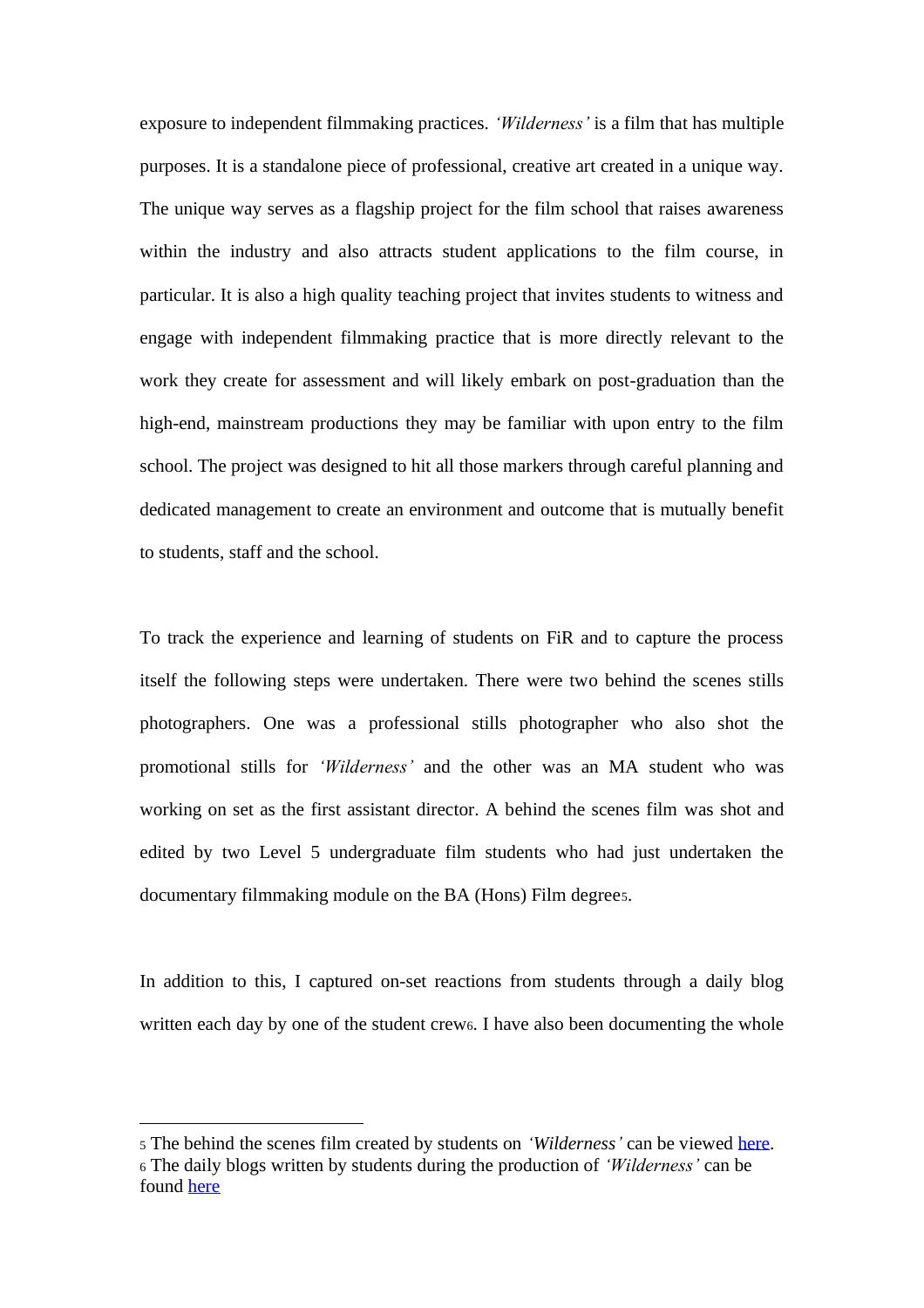exposure to independent filmmaking practices. *'Wilderness'* is a film that has multiple purposes. It is a standalone piece of professional, creative art created in a unique way. The unique way serves as a flagship project for the film school that raises awareness within the industry and also attracts student applications to the film course, in particular. It is also a high quality teaching project that invites students to witness and engage with independent filmmaking practice that is more directly relevant to the work they create for assessment and will likely embark on post-graduation than the high-end, mainstream productions they may be familiar with upon entry to the film school. The project was designed to hit all those markers through careful planning and dedicated management to create an environment and outcome that is mutually benefit to students, staff and the school.

To track the experience and learning of students on FiR and to capture the process itself the following steps were undertaken. There were two behind the scenes stills photographers. One was a professional stills photographer who also shot the promotional stills for *'Wilderness'* and the other was an MA student who was working on set as the first assistant director. A behind the scenes film was shot and edited by two Level 5 undergraduate film students who had just undertaken the documentary filmmaking module on the BA (Hons) Film degree[5].

In addition to this, I captured on-set reactions from students through a daily blog written each day by one of the student crew[6]. I have also been documenting the whole

---

[5] The behind the scenes film created by students on *'Wilderness'* can be viewed here.

[6] The daily blogs written by students during the production of *'Wilderness'* can be found here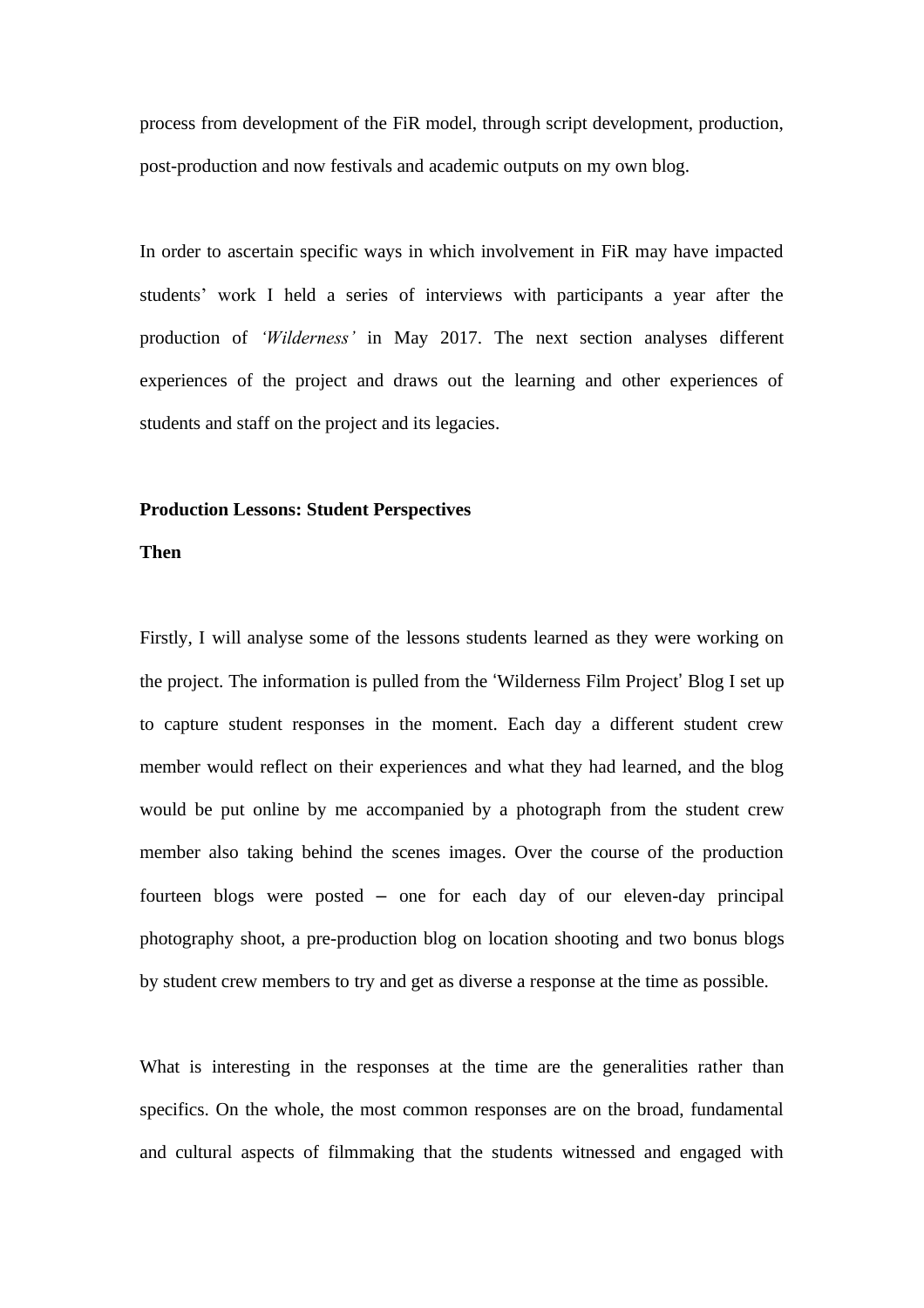process from development of the FiR model, through script development, production, post-production and now festivals and academic outputs on my own blog.

In order to ascertain specific ways in which involvement in FiR may have impacted students' work I held a series of interviews with participants a year after the production of *'Wilderness'* in May 2017. The next section analyses different experiences of the project and draws out the learning and other experiences of students and staff on the project and its legacies.

**Production Lessons: Student Perspectives**

**Then**

Firstly, I will analyse some of the lessons students learned as they were working on the project. The information is pulled from the 'Wilderness Film Project' Blog I set up to capture student responses in the moment. Each day a different student crew member would reflect on their experiences and what they had learned, and the blog would be put online by me accompanied by a photograph from the student crew member also taking behind the scenes images. Over the course of the production fourteen blogs were posted – one for each day of our eleven-day principal photography shoot, a pre-production blog on location shooting and two bonus blogs by student crew members to try and get as diverse a response at the time as possible.

What is interesting in the responses at the time are the generalities rather than specifics. On the whole, the most common responses are on the broad, fundamental and cultural aspects of filmmaking that the students witnessed and engaged with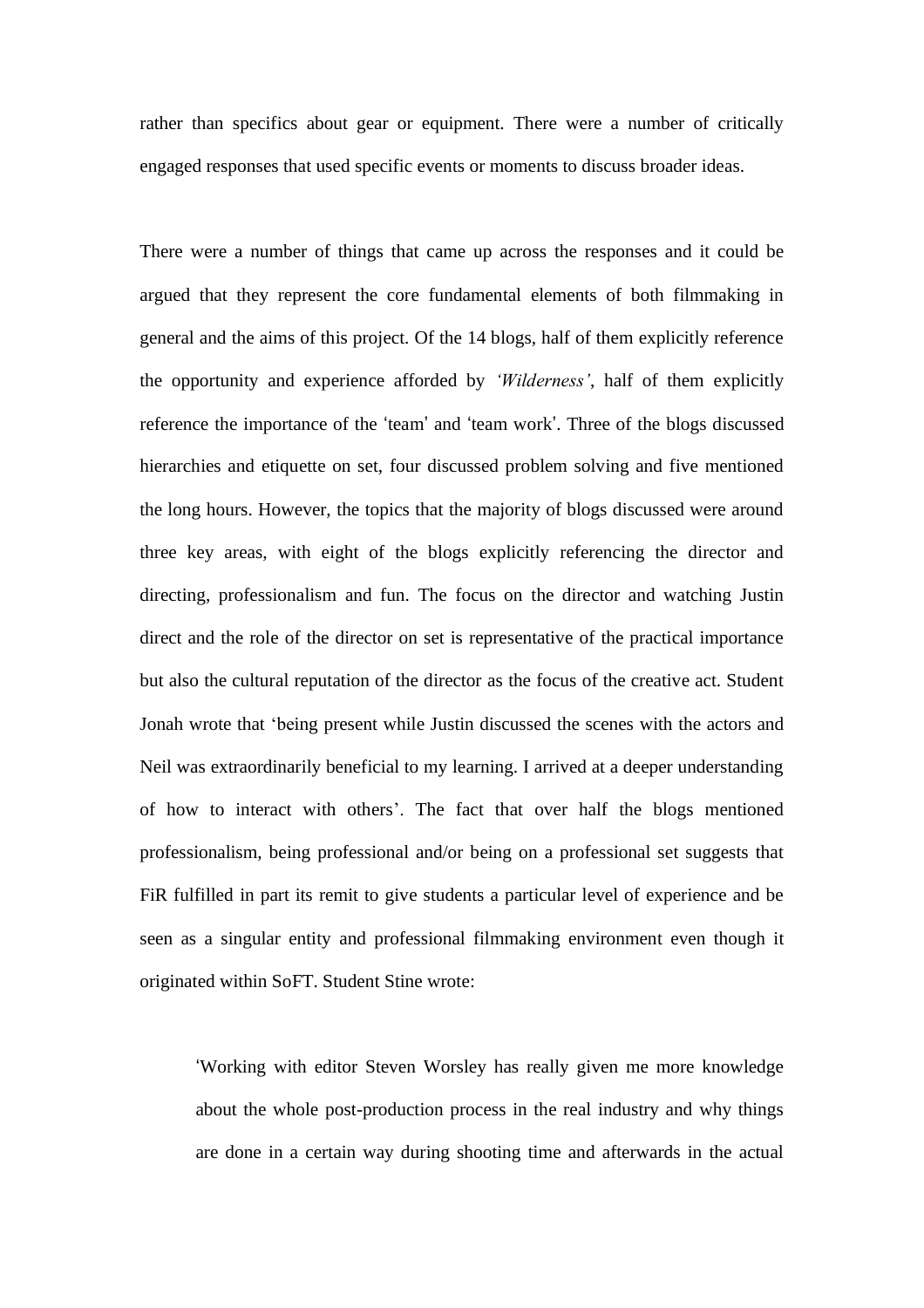rather than specifics about gear or equipment. There were a number of critically engaged responses that used specific events or moments to discuss broader ideas.

There were a number of things that came up across the responses and it could be argued that they represent the core fundamental elements of both filmmaking in general and the aims of this project. Of the 14 blogs, half of them explicitly reference the opportunity and experience afforded by *'Wilderness'*, half of them explicitly reference the importance of the 'team' and 'team work'. Three of the blogs discussed hierarchies and etiquette on set, four discussed problem solving and five mentioned the long hours. However, the topics that the majority of blogs discussed were around three key areas, with eight of the blogs explicitly referencing the director and directing, professionalism and fun. The focus on the director and watching Justin direct and the role of the director on set is representative of the practical importance but also the cultural reputation of the director as the focus of the creative act. Student Jonah wrote that 'being present while Justin discussed the scenes with the actors and Neil was extraordinarily beneficial to my learning. I arrived at a deeper understanding of how to interact with others'. The fact that over half the blogs mentioned professionalism, being professional and/or being on a professional set suggests that FiR fulfilled in part its remit to give students a particular level of experience and be seen as a singular entity and professional filmmaking environment even though it originated within SoFT. Student Stine wrote:

> 'Working with editor Steven Worsley has really given me more knowledge about the whole post-production process in the real industry and why things are done in a certain way during shooting time and afterwards in the actual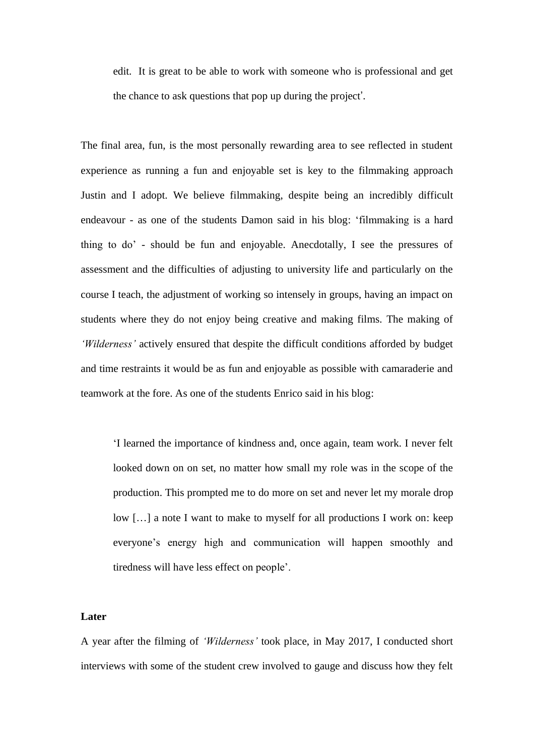> edit. It is great to be able to work with someone who is professional and get the chance to ask questions that pop up during the project'.

The final area, fun, is the most personally rewarding area to see reflected in student experience as running a fun and enjoyable set is key to the filmmaking approach Justin and I adopt. We believe filmmaking, despite being an incredibly difficult endeavour - as one of the students Damon said in his blog: 'filmmaking is a hard thing to do' - should be fun and enjoyable. Anecdotally, I see the pressures of assessment and the difficulties of adjusting to university life and particularly on the course I teach, the adjustment of working so intensely in groups, having an impact on students where they do not enjoy being creative and making films. The making of *'Wilderness'* actively ensured that despite the difficult conditions afforded by budget and time restraints it would be as fun and enjoyable as possible with camaraderie and teamwork at the fore. As one of the students Enrico said in his blog:

> 'I learned the importance of kindness and, once again, team work. I never felt looked down on on set, no matter how small my role was in the scope of the production. This prompted me to do more on set and never let my morale drop low […] a note I want to make to myself for all productions I work on: keep everyone's energy high and communication will happen smoothly and tiredness will have less effect on people'.

**Later**

A year after the filming of *'Wilderness'* took place, in May 2017, I conducted short interviews with some of the student crew involved to gauge and discuss how they felt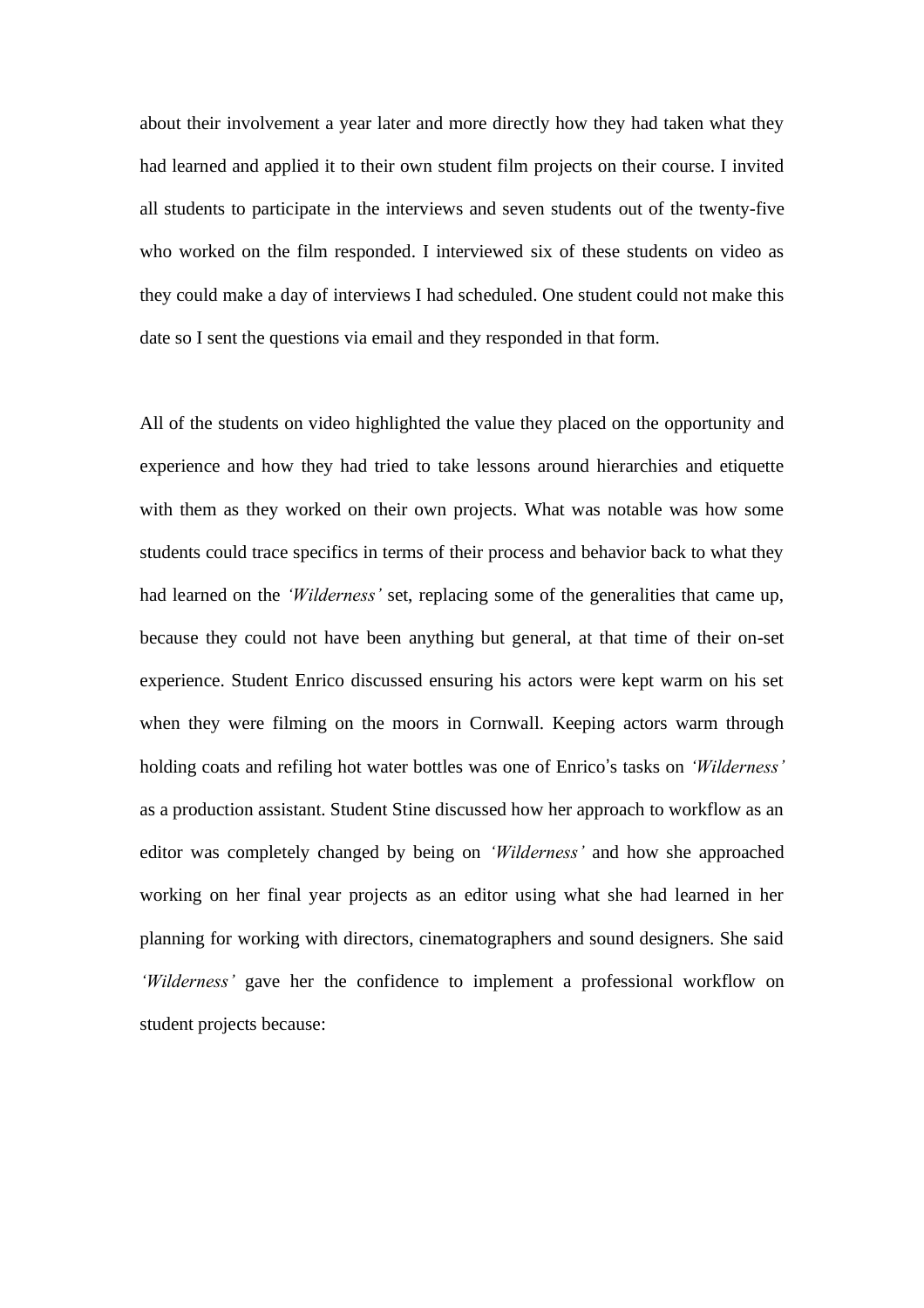about their involvement a year later and more directly how they had taken what they had learned and applied it to their own student film projects on their course. I invited all students to participate in the interviews and seven students out of the twenty-five who worked on the film responded. I interviewed six of these students on video as they could make a day of interviews I had scheduled. One student could not make this date so I sent the questions via email and they responded in that form.

All of the students on video highlighted the value they placed on the opportunity and experience and how they had tried to take lessons around hierarchies and etiquette with them as they worked on their own projects. What was notable was how some students could trace specifics in terms of their process and behavior back to what they had learned on the *'Wilderness'* set, replacing some of the generalities that came up, because they could not have been anything but general, at that time of their on-set experience. Student Enrico discussed ensuring his actors were kept warm on his set when they were filming on the moors in Cornwall. Keeping actors warm through holding coats and refiling hot water bottles was one of Enrico's tasks on *'Wilderness'* as a production assistant. Student Stine discussed how her approach to workflow as an editor was completely changed by being on *'Wilderness'* and how she approached working on her final year projects as an editor using what she had learned in her planning for working with directors, cinematographers and sound designers. She said *'Wilderness'* gave her the confidence to implement a professional workflow on student projects because: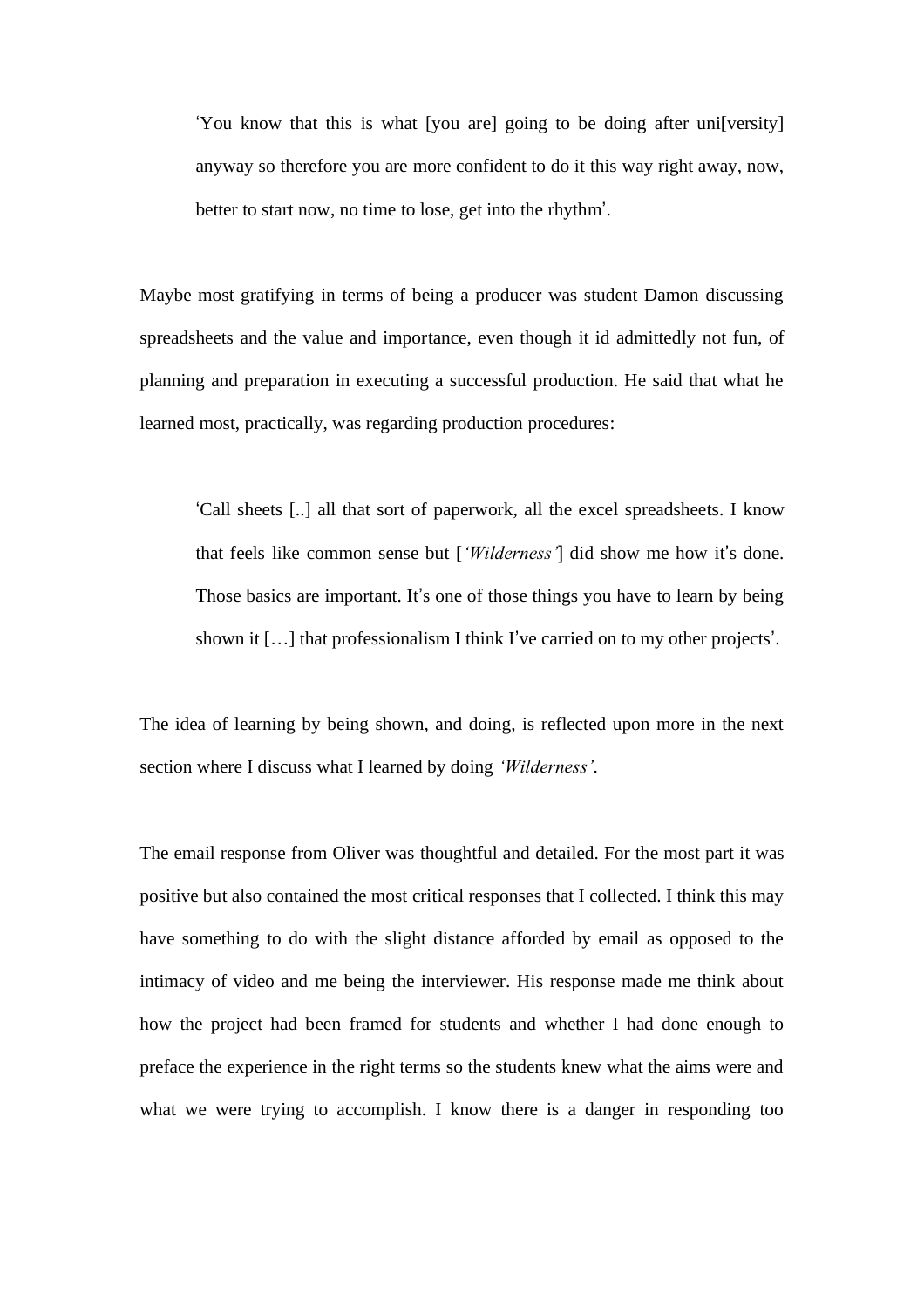> 'You know that this is what [you are] going to be doing after uni[versity] anyway so therefore you are more confident to do it this way right away, now, better to start now, no time to lose, get into the rhythm'.

Maybe most gratifying in terms of being a producer was student Damon discussing spreadsheets and the value and importance, even though it id admittedly not fun, of planning and preparation in executing a successful production. He said that what he learned most, practically, was regarding production procedures:

> 'Call sheets [..] all that sort of paperwork, all the excel spreadsheets. I know that feels like common sense but [*'Wilderness'*] did show me how it's done. Those basics are important. It's one of those things you have to learn by being shown it […] that professionalism I think I've carried on to my other projects'.

The idea of learning by being shown, and doing, is reflected upon more in the next section where I discuss what I learned by doing *'Wilderness'*.

The email response from Oliver was thoughtful and detailed. For the most part it was positive but also contained the most critical responses that I collected. I think this may have something to do with the slight distance afforded by email as opposed to the intimacy of video and me being the interviewer. His response made me think about how the project had been framed for students and whether I had done enough to preface the experience in the right terms so the students knew what the aims were and what we were trying to accomplish. I know there is a danger in responding too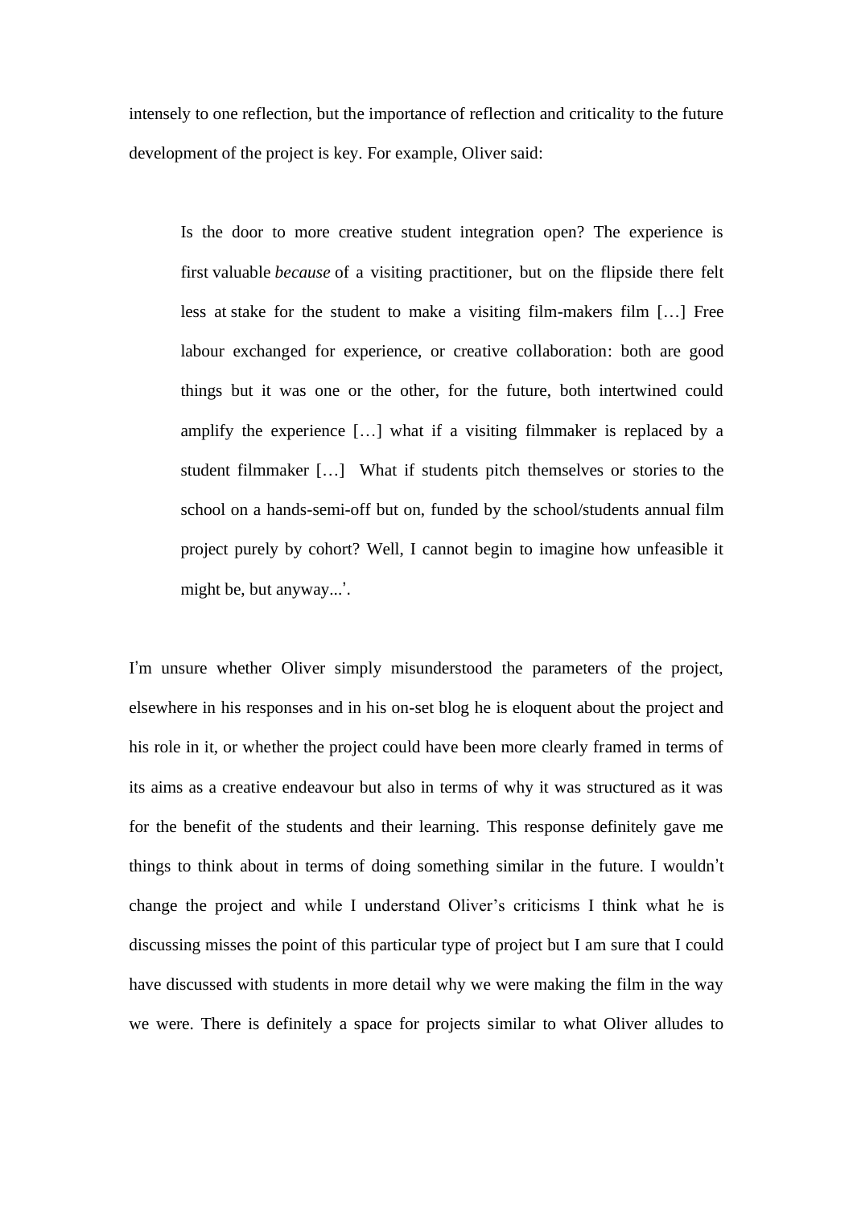intensely to one reflection, but the importance of reflection and criticality to the future development of the project is key. For example, Oliver said:

> Is the door to more creative student integration open? The experience is first valuable *because* of a visiting practitioner, but on the flipside there felt less at stake for the student to make a visiting film-makers film […] Free labour exchanged for experience, or creative collaboration: both are good things but it was one or the other, for the future, both intertwined could amplify the experience […] what if a visiting filmmaker is replaced by a student filmmaker […] What if students pitch themselves or stories to the school on a hands-semi-off but on, funded by the school/students annual film project purely by cohort? Well, I cannot begin to imagine how unfeasible it might be, but anyway...'.

I'm unsure whether Oliver simply misunderstood the parameters of the project, elsewhere in his responses and in his on-set blog he is eloquent about the project and his role in it, or whether the project could have been more clearly framed in terms of its aims as a creative endeavour but also in terms of why it was structured as it was for the benefit of the students and their learning. This response definitely gave me things to think about in terms of doing something similar in the future. I wouldn't change the project and while I understand Oliver's criticisms I think what he is discussing misses the point of this particular type of project but I am sure that I could have discussed with students in more detail why we were making the film in the way we were. There is definitely a space for projects similar to what Oliver alludes to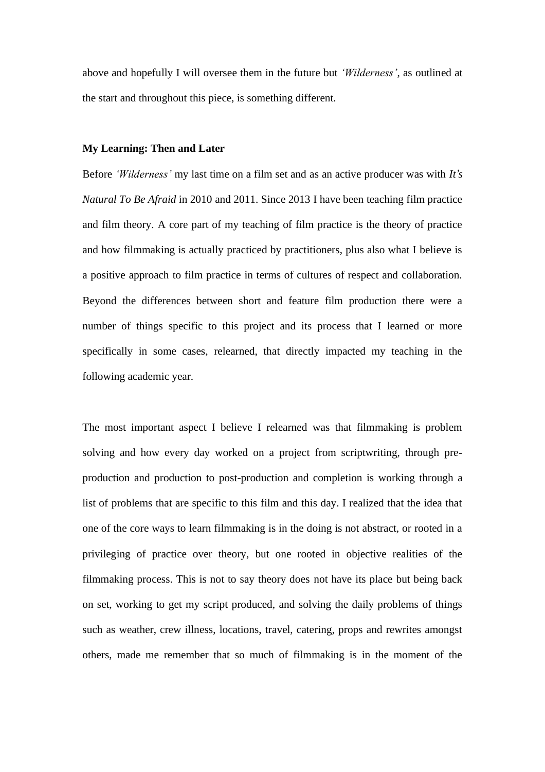above and hopefully I will oversee them in the future but *'Wilderness'*, as outlined at the start and throughout this piece, is something different.

**My Learning: Then and Later**

Before *'Wilderness'* my last time on a film set and as an active producer was with ***It's Natural To Be Afraid*** in 2010 and 2011. Since 2013 I have been teaching film practice and film theory. A core part of my teaching of film practice is the theory of practice and how filmmaking is actually practiced by practitioners, plus also what I believe is a positive approach to film practice in terms of cultures of respect and collaboration. Beyond the differences between short and feature film production there were a number of things specific to this project and its process that I learned or more specifically in some cases, relearned, that directly impacted my teaching in the following academic year.

The most important aspect I believe I relearned was that filmmaking is problem solving and how every day worked on a project from scriptwriting, through pre-production and production to post-production and completion is working through a list of problems that are specific to this film and this day. I realized that the idea that one of the core ways to learn filmmaking is in the doing is not abstract, or rooted in a privileging of practice over theory, but one rooted in objective realities of the filmmaking process. This is not to say theory does not have its place but being back on set, working to get my script produced, and solving the daily problems of things such as weather, crew illness, locations, travel, catering, props and rewrites amongst others, made me remember that so much of filmmaking is in the moment of the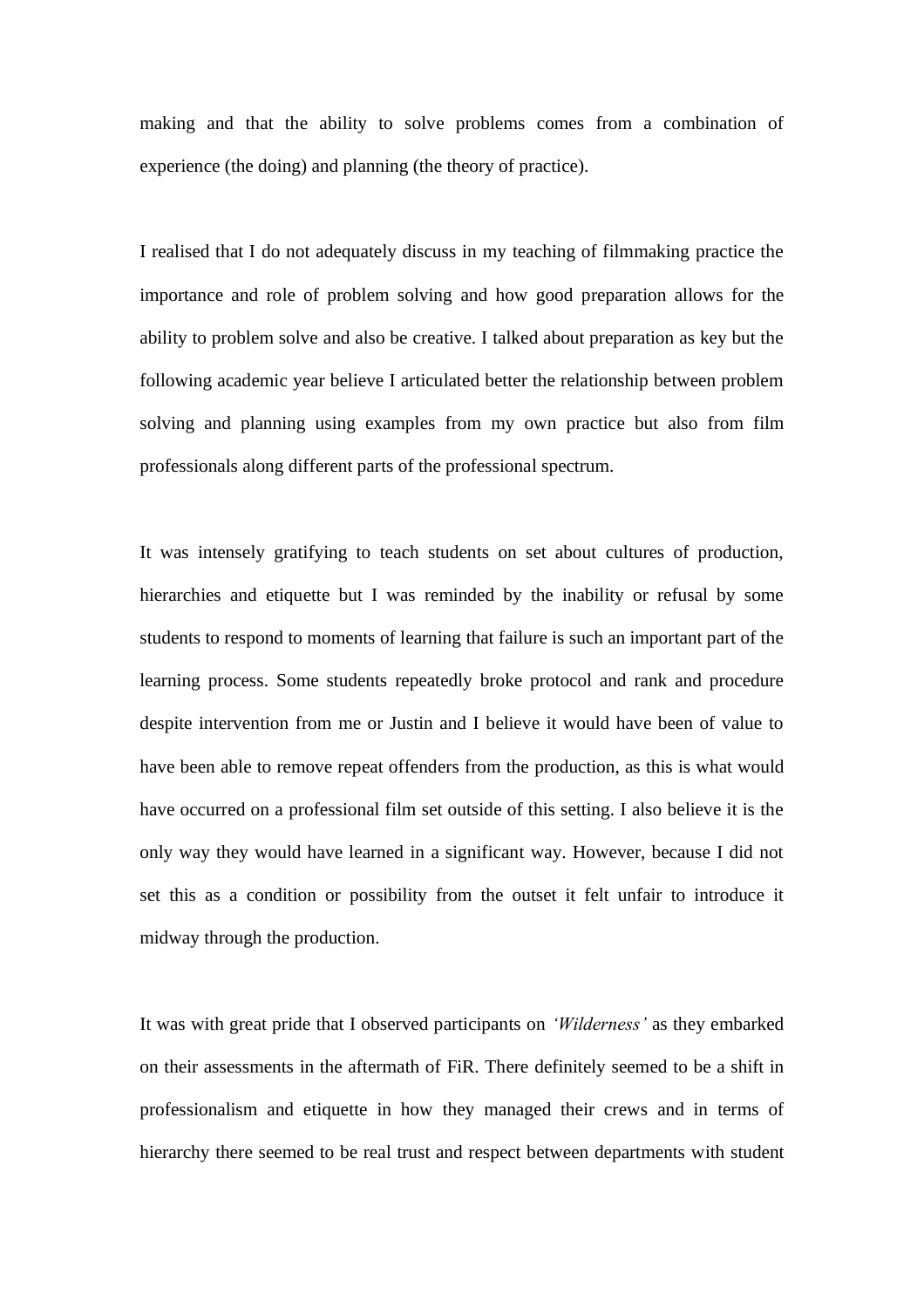making and that the ability to solve problems comes from a combination of experience (the doing) and planning (the theory of practice).

I realised that I do not adequately discuss in my teaching of filmmaking practice the importance and role of problem solving and how good preparation allows for the ability to problem solve and also be creative. I talked about preparation as key but the following academic year believe I articulated better the relationship between problem solving and planning using examples from my own practice but also from film professionals along different parts of the professional spectrum.

It was intensely gratifying to teach students on set about cultures of production, hierarchies and etiquette but I was reminded by the inability or refusal by some students to respond to moments of learning that failure is such an important part of the learning process. Some students repeatedly broke protocol and rank and procedure despite intervention from me or Justin and I believe it would have been of value to have been able to remove repeat offenders from the production, as this is what would have occurred on a professional film set outside of this setting. I also believe it is the only way they would have learned in a significant way. However, because I did not set this as a condition or possibility from the outset it felt unfair to introduce it midway through the production.

It was with great pride that I observed participants on *'Wilderness'* as they embarked on their assessments in the aftermath of FiR. There definitely seemed to be a shift in professionalism and etiquette in how they managed their crews and in terms of hierarchy there seemed to be real trust and respect between departments with student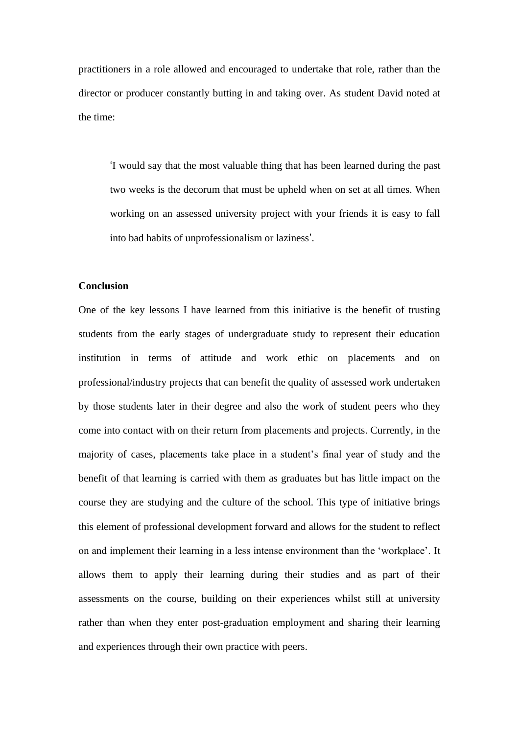practitioners in a role allowed and encouraged to undertake that role, rather than the director or producer constantly butting in and taking over. As student David noted at the time:

> 'I would say that the most valuable thing that has been learned during the past two weeks is the decorum that must be upheld when on set at all times. When working on an assessed university project with your friends it is easy to fall into bad habits of unprofessionalism or laziness'.

**Conclusion**

One of the key lessons I have learned from this initiative is the benefit of trusting students from the early stages of undergraduate study to represent their education institution in terms of attitude and work ethic on placements and on professional/industry projects that can benefit the quality of assessed work undertaken by those students later in their degree and also the work of student peers who they come into contact with on their return from placements and projects. Currently, in the majority of cases, placements take place in a student's final year of study and the benefit of that learning is carried with them as graduates but has little impact on the course they are studying and the culture of the school. This type of initiative brings this element of professional development forward and allows for the student to reflect on and implement their learning in a less intense environment than the 'workplace'. It allows them to apply their learning during their studies and as part of their assessments on the course, building on their experiences whilst still at university rather than when they enter post-graduation employment and sharing their learning and experiences through their own practice with peers.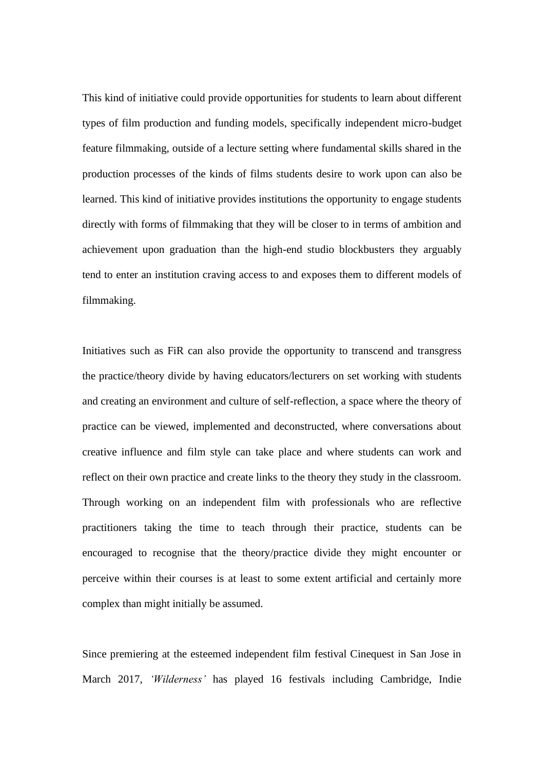This kind of initiative could provide opportunities for students to learn about different types of film production and funding models, specifically independent micro-budget feature filmmaking, outside of a lecture setting where fundamental skills shared in the production processes of the kinds of films students desire to work upon can also be learned. This kind of initiative provides institutions the opportunity to engage students directly with forms of filmmaking that they will be closer to in terms of ambition and achievement upon graduation than the high-end studio blockbusters they arguably tend to enter an institution craving access to and exposes them to different models of filmmaking.

Initiatives such as FiR can also provide the opportunity to transcend and transgress the practice/theory divide by having educators/lecturers on set working with students and creating an environment and culture of self-reflection, a space where the theory of practice can be viewed, implemented and deconstructed, where conversations about creative influence and film style can take place and where students can work and reflect on their own practice and create links to the theory they study in the classroom. Through working on an independent film with professionals who are reflective practitioners taking the time to teach through their practice, students can be encouraged to recognise that the theory/practice divide they might encounter or perceive within their courses is at least to some extent artificial and certainly more complex than might initially be assumed.

Since premiering at the esteemed independent film festival Cinequest in San Jose in March 2017, *'Wilderness'* has played 16 festivals including Cambridge, Indie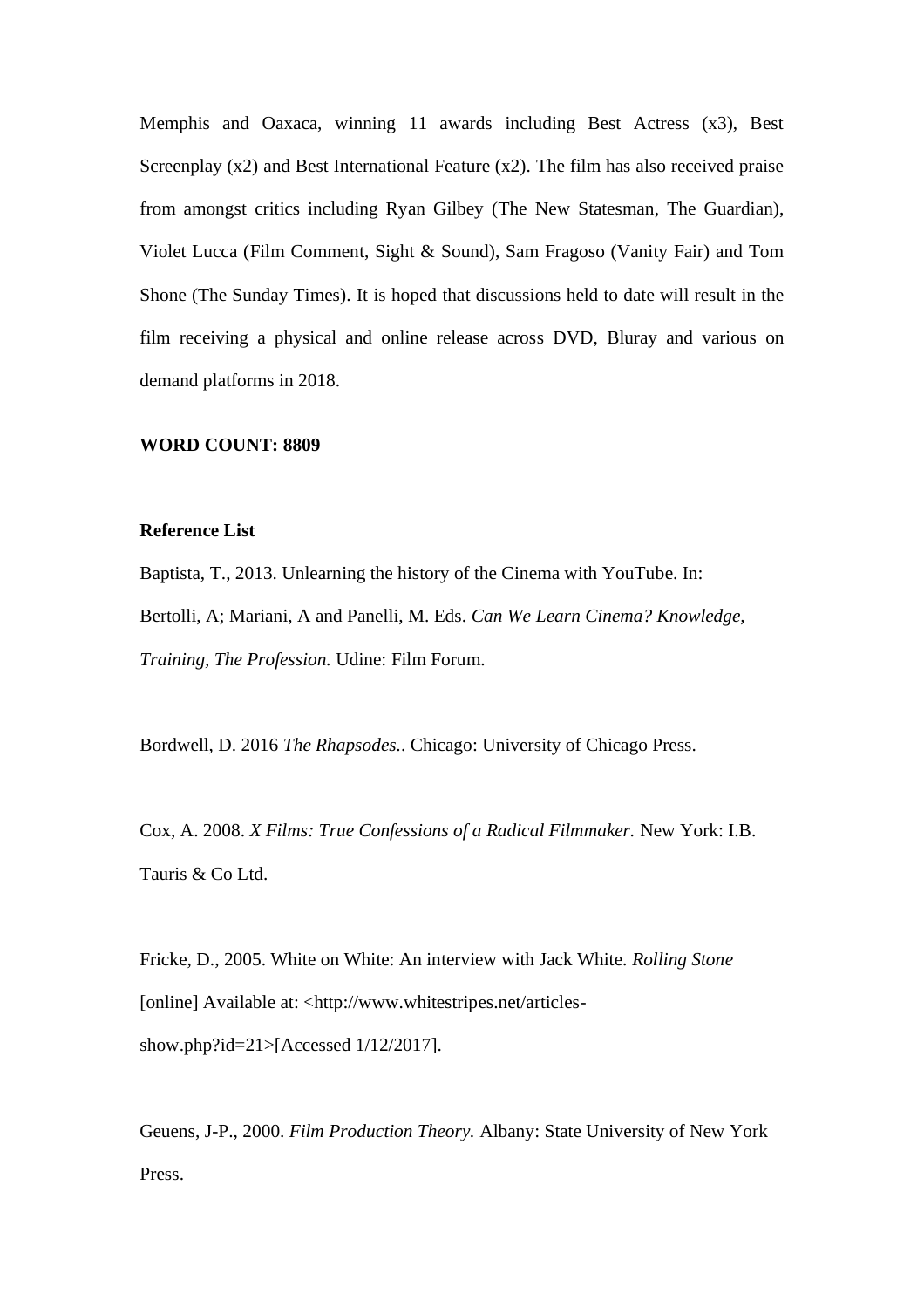Memphis and Oaxaca, winning 11 awards including Best Actress (x3), Best Screenplay (x2) and Best International Feature (x2). The film has also received praise from amongst critics including Ryan Gilbey (The New Statesman, The Guardian), Violet Lucca (Film Comment, Sight & Sound), Sam Fragoso (Vanity Fair) and Tom Shone (The Sunday Times). It is hoped that discussions held to date will result in the film receiving a physical and online release across DVD, Bluray and various on demand platforms in 2018.

**WORD COUNT: 8809**

**Reference List**

Baptista, T., 2013. Unlearning the history of the Cinema with YouTube. In: Bertolli, A; Mariani, A and Panelli, M. Eds. *Can We Learn Cinema? Knowledge, Training, The Profession.* Udine: Film Forum.

Bordwell, D. 2016 *The Rhapsodes.*. Chicago: University of Chicago Press.

Cox, A. 2008. *X Films: True Confessions of a Radical Filmmaker.* New York: I.B. Tauris & Co Ltd.

Fricke, D., 2005. White on White: An interview with Jack White. *Rolling Stone* [online] Available at: <http://www.whitestripes.net/articles-show.php?id=21>[Accessed 1/12/2017].

Geuens, J-P., 2000. *Film Production Theory.* Albany: State University of New York Press.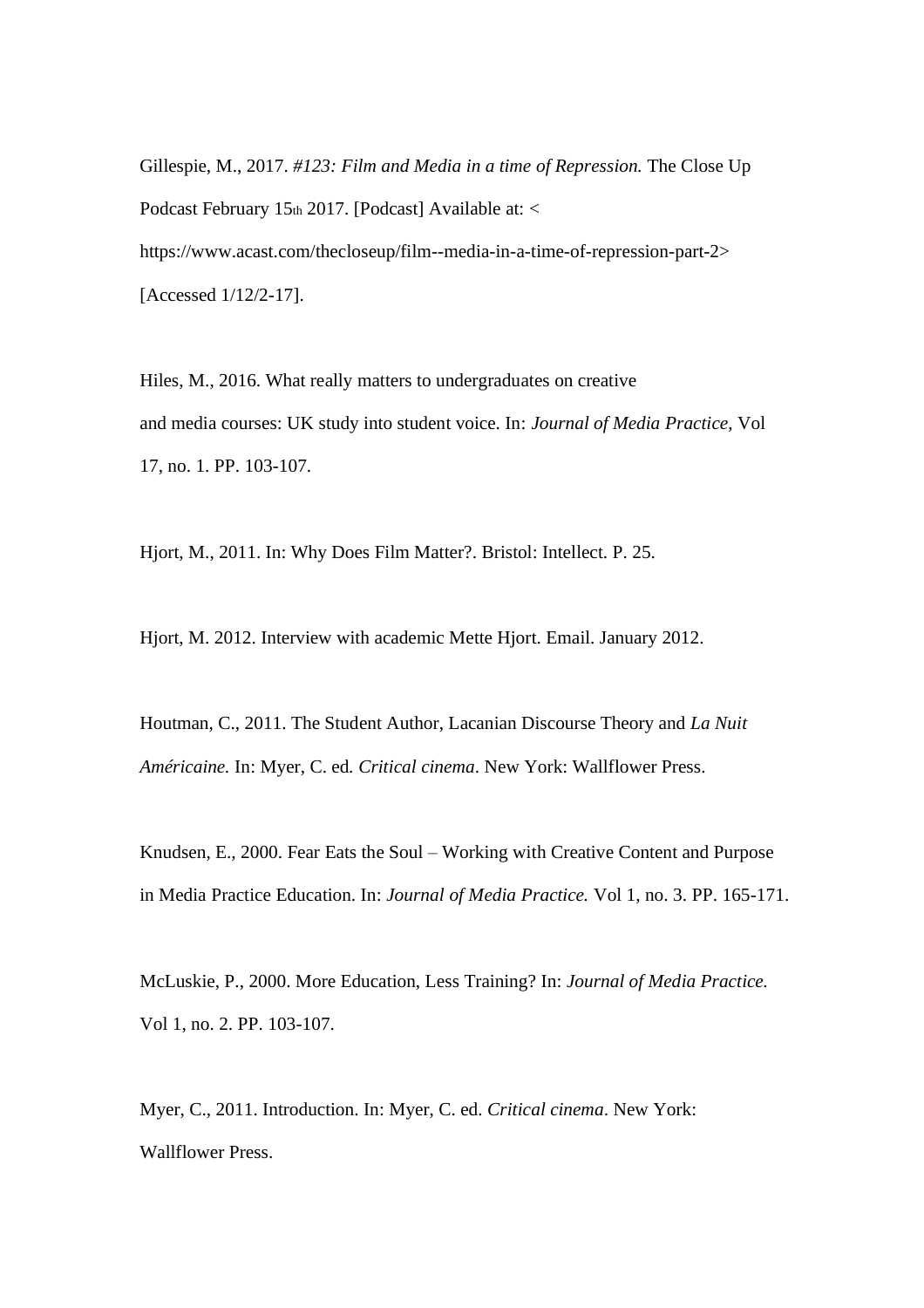Gillespie, M., 2017. *#123: Film and Media in a time of Repression.* The Close Up Podcast February 15th 2017. [Podcast] Available at: < https://www.acast.com/thecloseup/film--media-in-a-time-of-repression-part-2> [Accessed 1/12/2-17].

Hiles, M., 2016. What really matters to undergraduates on creative and media courses: UK study into student voice. In: *Journal of Media Practice*, Vol 17, no. 1. PP. 103-107.

Hjort, M., 2011. In: Why Does Film Matter?. Bristol: Intellect. P. 25.

Hjort, M. 2012. Interview with academic Mette Hjort. Email. January 2012.

Houtman, C., 2011. The Student Author, Lacanian Discourse Theory and *La Nuit Américaine.* In: Myer, C. ed. *Critical cinema*. New York: Wallflower Press.

Knudsen, E., 2000. Fear Eats the Soul – Working with Creative Content and Purpose in Media Practice Education. In: *Journal of Media Practice.* Vol 1, no. 3. PP. 165-171.

McLuskie, P., 2000. More Education, Less Training? In: *Journal of Media Practice.* Vol 1, no. 2. PP. 103-107.

Myer, C., 2011. Introduction. In: Myer, C. ed. *Critical cinema*. New York: Wallflower Press.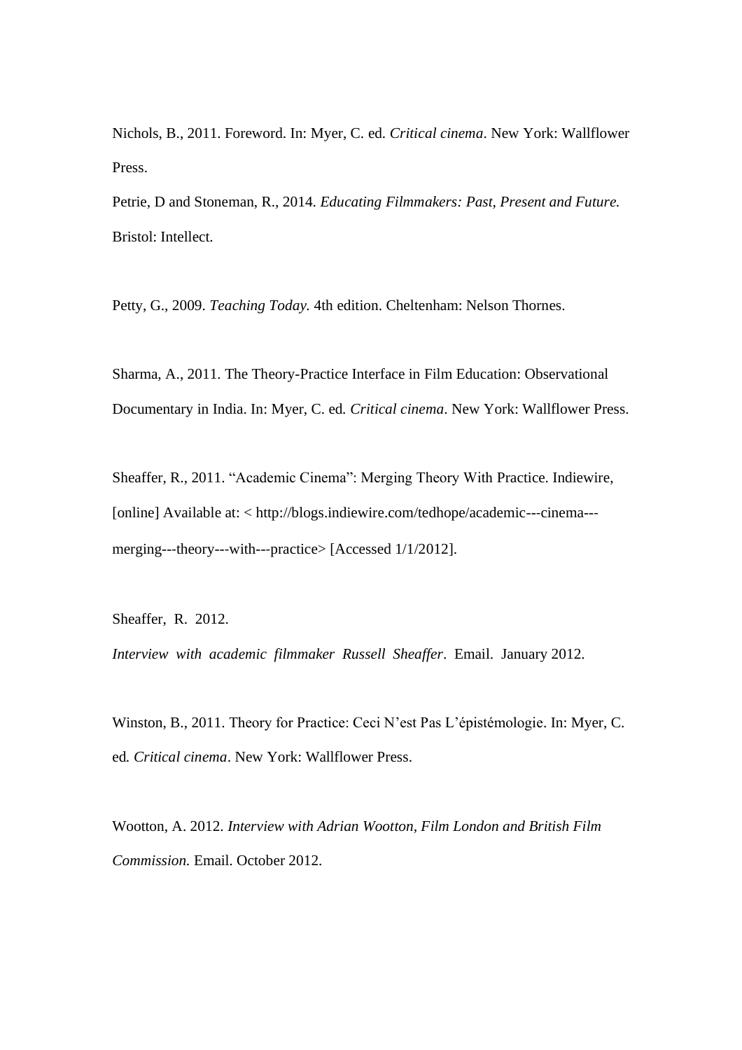Nichols, B., 2011. Foreword. In: Myer, C. ed. *Critical cinema*. New York: Wallflower Press.

Petrie, D and Stoneman, R., 2014. *Educating Filmmakers: Past, Present and Future.* Bristol: Intellect.

Petty, G., 2009. *Teaching Today.* 4th edition. Cheltenham: Nelson Thornes.

Sharma, A., 2011. The Theory-Practice Interface in Film Education: Observational Documentary in India. In: Myer, C. ed*. Critical cinema*. New York: Wallflower Press.

Sheaffer, R., 2011. "Academic Cinema": Merging Theory With Practice. Indiewire, [online] Available at: < http://blogs.indiewire.com/tedhope/academic---cinema---merging---theory---with---practice> [Accessed 1/1/2012].

Sheaffer, R. 2012. *Interview with academic filmmaker Russell Sheaffer*. Email. January 2012.

Winston, B., 2011. Theory for Practice: Ceci N'est Pas L'épistémologie. In: Myer, C. ed*. Critical cinema*. New York: Wallflower Press.

Wootton, A. 2012. *Interview with Adrian Wootton, Film London and British Film Commission.* Email. October 2012.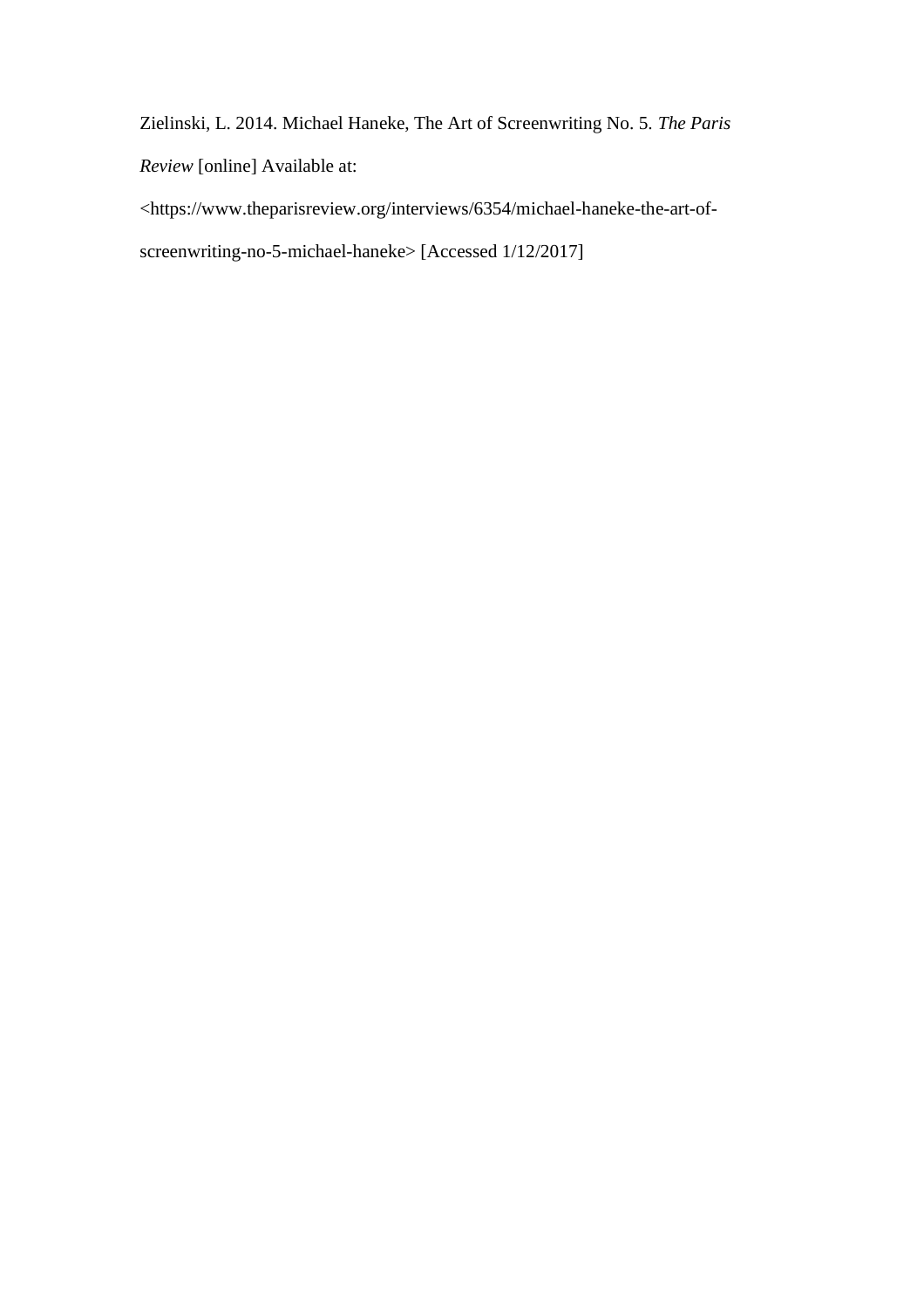Zielinski, L. 2014. Michael Haneke, The Art of Screenwriting No. 5. *The Paris Review* [online] Available at: <https://www.theparisreview.org/interviews/6354/michael-haneke-the-art-of-screenwriting-no-5-michael-haneke> [Accessed 1/12/2017]